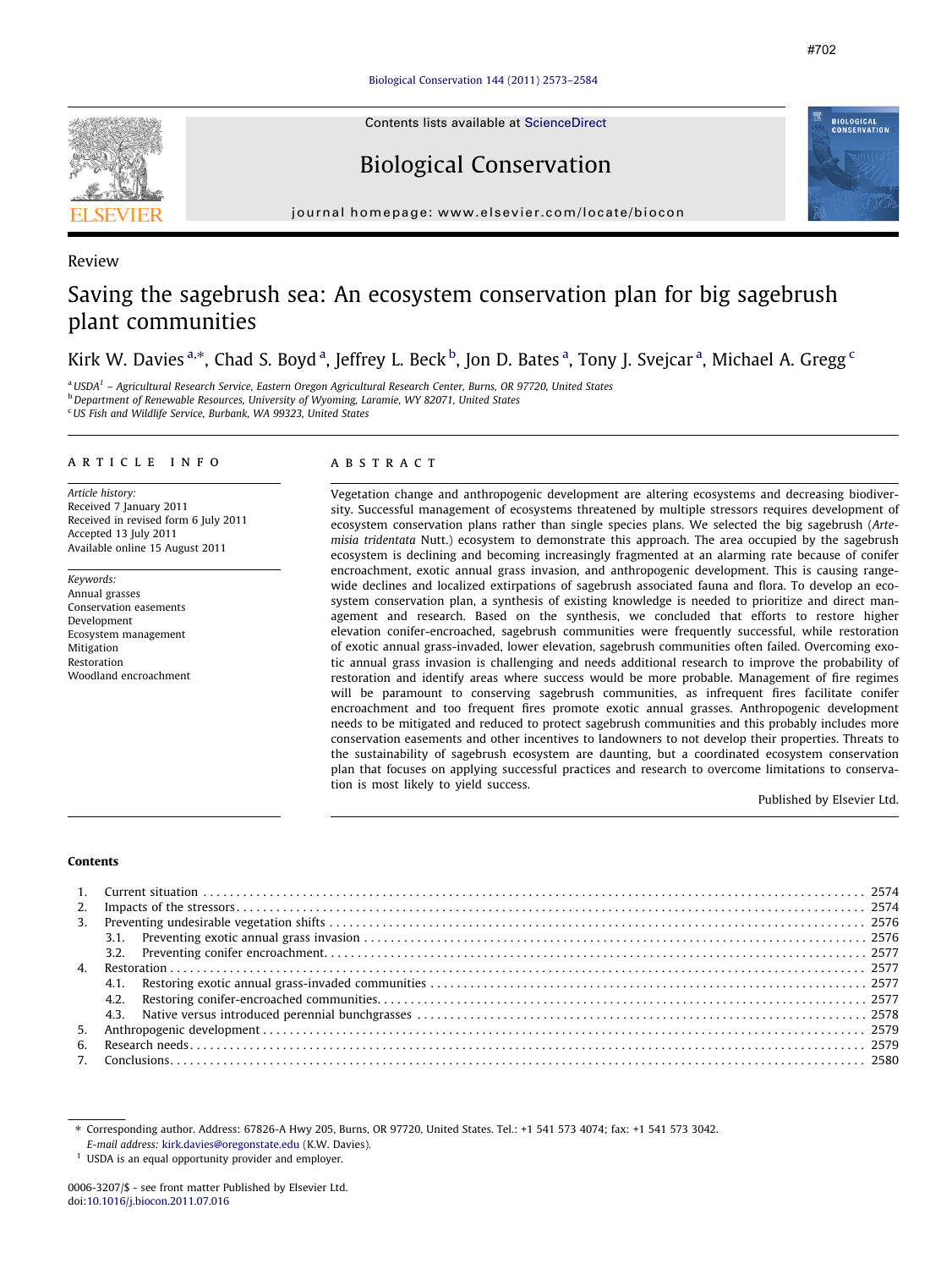#702

Review

# Saving the sagebrush sea: An ecosystem conservation plan for big sagebrush plant communities

Kirk W. Davies [a,*], Chad S. Boyd [a], Jeffrey L. Beck [b], Jon D. Bates [a], Tony J. Svejcar [a], Michael A. Gregg [c]

[a] USDA[1] – Agricultural Research Service, Eastern Oregon Agricultural Research Center, Burns, OR 97720, United States
[b] Department of Renewable Resources, University of Wyoming, Laramie, WY 82071, United States
[c] US Fish and Wildlife Service, Burbank, WA 99323, United States

## ARTICLE INFO

*Article history:*
Received 7 January 2011
Received in revised form 6 July 2011
Accepted 13 July 2011
Available online 15 August 2011

*Keywords:*
Annual grasses
Conservation easements
Development
Ecosystem management
Mitigation
Restoration
Woodland encroachment

## ABSTRACT

Vegetation change and anthropogenic development are altering ecosystems and decreasing biodiversity. Successful management of ecosystems threatened by multiple stressors requires development of ecosystem conservation plans rather than single species plans. We selected the big sagebrush (*Artemisia tridentata* Nutt.) ecosystem to demonstrate this approach. The area occupied by the sagebrush ecosystem is declining and becoming increasingly fragmented at an alarming rate because of conifer encroachment, exotic annual grass invasion, and anthropogenic development. This is causing range-wide declines and localized extirpations of sagebrush associated fauna and flora. To develop an ecosystem conservation plan, a synthesis of existing knowledge is needed to prioritize and direct management and research. Based on the synthesis, we concluded that efforts to restore higher elevation conifer-encroached, sagebrush communities were frequently successful, while restoration of exotic annual grass-invaded, lower elevation, sagebrush communities often failed. Overcoming exotic annual grass invasion is challenging and needs additional research to improve the probability of restoration and identify areas where success would be more probable. Management of fire regimes will be paramount to conserving sagebrush communities, as infrequent fires facilitate conifer encroachment and too frequent fires promote exotic annual grasses. Anthropogenic development needs to be mitigated and reduced to protect sagebrush communities and this probably includes more conservation easements and other incentives to landowners to not develop their properties. Threats to the sustainability of sagebrush ecosystem are daunting, but a coordinated ecosystem conservation plan that focuses on applying successful practices and research to overcome limitations to conservation is most likely to yield success.

Published by Elsevier Ltd.

## Contents

1. Current situation . . . . . 2574
2. Impacts of the stressors . . . . . 2574
3. Preventing undesirable vegetation shifts . . . . . 2576
   3.1. Preventing exotic annual grass invasion . . . . . 2576
   3.2. Preventing conifer encroachment . . . . . 2577
4. Restoration . . . . . 2577
   4.1. Restoring exotic annual grass-invaded communities . . . . . 2577
   4.2. Restoring conifer-encroached communities . . . . . 2577
   4.3. Native versus introduced perennial bunchgrasses . . . . . 2578
5. Anthropogenic development . . . . . 2579
6. Research needs . . . . . 2579
7. Conclusions . . . . . 2580

---

* Corresponding author. Address: 67826-A Hwy 205, Burns, OR 97720, United States. Tel.: +1 541 573 4074; fax: +1 541 573 3042.
*E-mail address:* kirk.davies@oregonstate.edu (K.W. Davies).
[1] USDA is an equal opportunity provider and employer.

0006-3207/$ - see front matter Published by Elsevier Ltd.
doi:10.1016/j.biocon.2011.07.016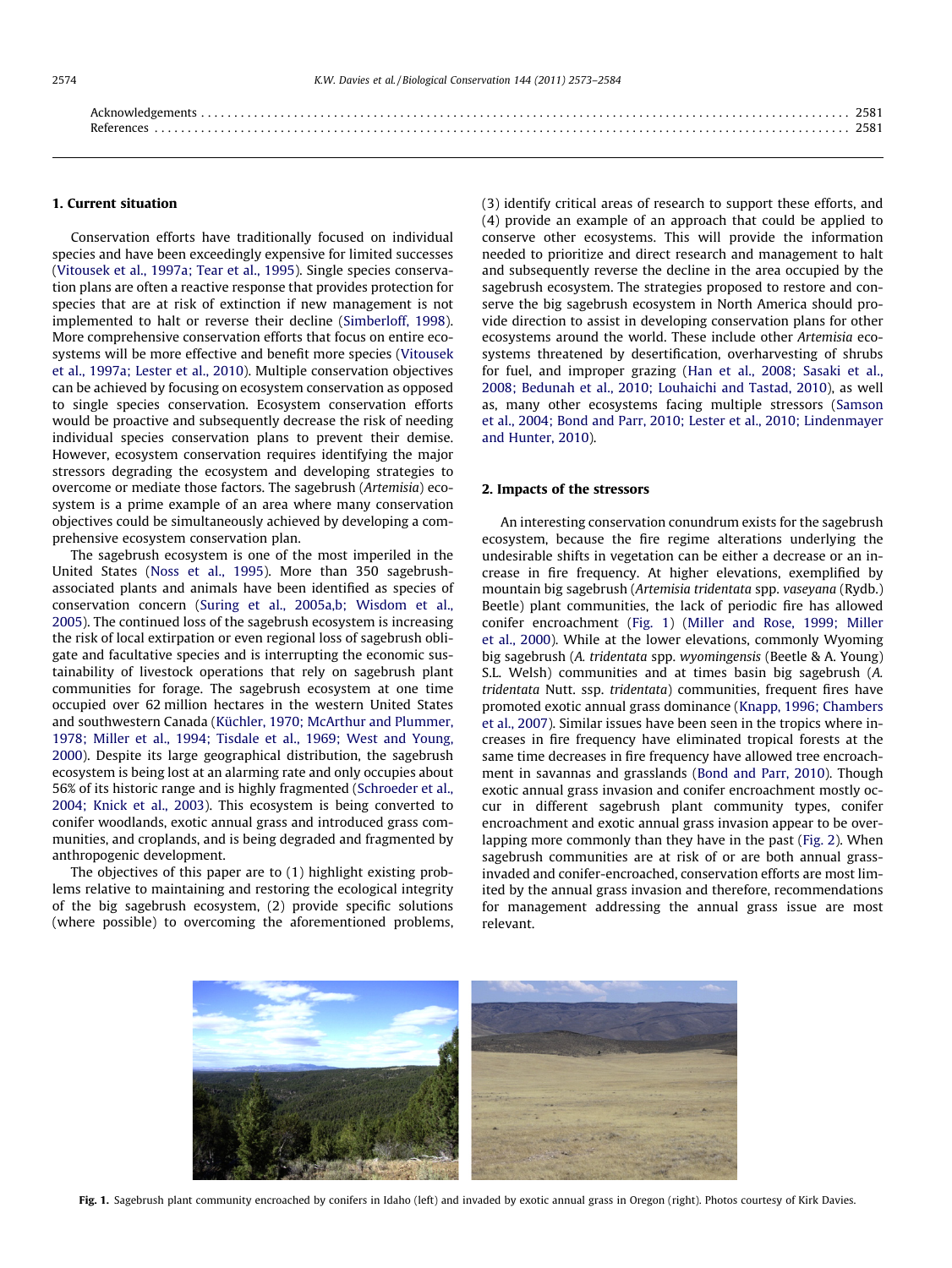Acknowledgements . . . . . . . . . . . . . . . . . . . . . . . . . . . . . . . . . . . . . . . . . . . . . . . . . . . . . . . . . . . . . . . . . . . . . . . . . . . . . . . . . . . . . . 2581
References . . . . . . . . . . . . . . . . . . . . . . . . . . . . . . . . . . . . . . . . . . . . . . . . . . . . . . . . . . . . . . . . . . . . . . . . . . . . . . . . . . . . . . . . . . . . . . . 2581

## 1. Current situation

Conservation efforts have traditionally focused on individual species and have been exceedingly expensive for limited successes (Vitousek et al., 1997a; Tear et al., 1995). Single species conservation plans are often a reactive response that provides protection for species that are at risk of extinction if new management is not implemented to halt or reverse their decline (Simberloff, 1998). More comprehensive conservation efforts that focus on entire ecosystems will be more effective and benefit more species (Vitousek et al., 1997a; Lester et al., 2010). Multiple conservation objectives can be achieved by focusing on ecosystem conservation as opposed to single species conservation. Ecosystem conservation efforts would be proactive and subsequently decrease the risk of needing individual species conservation plans to prevent their demise. However, ecosystem conservation requires identifying the major stressors degrading the ecosystem and developing strategies to overcome or mediate those factors. The sagebrush (*Artemisia*) ecosystem is a prime example of an area where many conservation objectives could be simultaneously achieved by developing a comprehensive ecosystem conservation plan.

The sagebrush ecosystem is one of the most imperiled in the United States (Noss et al., 1995). More than 350 sagebrush-associated plants and animals have been identified as species of conservation concern (Suring et al., 2005a,b; Wisdom et al., 2005). The continued loss of the sagebrush ecosystem is increasing the risk of local extirpation or even regional loss of sagebrush obligate and facultative species and is interrupting the economic sustainability of livestock operations that rely on sagebrush plant communities for forage. The sagebrush ecosystem at one time occupied over 62 million hectares in the western United States and southwestern Canada (Küchler, 1970; McArthur and Plummer, 1978; Miller et al., 1994; Tisdale et al., 1969; West and Young, 2000). Despite its large geographical distribution, the sagebrush ecosystem is being lost at an alarming rate and only occupies about 56% of its historic range and is highly fragmented (Schroeder et al., 2004; Knick et al., 2003). This ecosystem is being converted to conifer woodlands, exotic annual grass and introduced grass communities, and croplands, and is being degraded and fragmented by anthropogenic development.

The objectives of this paper are to (1) highlight existing problems relative to maintaining and restoring the ecological integrity of the big sagebrush ecosystem, (2) provide specific solutions (where possible) to overcoming the aforementioned problems, (3) identify critical areas of research to support these efforts, and (4) provide an example of an approach that could be applied to conserve other ecosystems. This will provide the information needed to prioritize and direct research and management to halt and subsequently reverse the decline in the area occupied by the sagebrush ecosystem. The strategies proposed to restore and conserve the big sagebrush ecosystem in North America should provide direction to assist in developing conservation plans for other ecosystems around the world. These include other *Artemisia* ecosystems threatened by desertification, overharvesting of shrubs for fuel, and improper grazing (Han et al., 2008; Sasaki et al., 2008; Bedunah et al., 2010; Louhaichi and Tastad, 2010), as well as, many other ecosystems facing multiple stressors (Samson et al., 2004; Bond and Parr, 2010; Lester et al., 2010; Lindenmayer and Hunter, 2010).

## 2. Impacts of the stressors

An interesting conservation conundrum exists for the sagebrush ecosystem, because the fire regime alterations underlying the undesirable shifts in vegetation can be either a decrease or an increase in fire frequency. At higher elevations, exemplified by mountain big sagebrush (*Artemisia tridentata* spp. *vaseyana* (Rydb.) Beetle) plant communities, the lack of periodic fire has allowed conifer encroachment (Fig. 1) (Miller and Rose, 1999; Miller et al., 2000). While at the lower elevations, commonly Wyoming big sagebrush (*A. tridentata* spp. *wyomingensis* (Beetle & A. Young) S.L. Welsh) communities and at times basin big sagebrush (*A. tridentata* Nutt. ssp. *tridentata*) communities, frequent fires have promoted exotic annual grass dominance (Knapp, 1996; Chambers et al., 2007). Similar issues have been seen in the tropics where increases in fire frequency have eliminated tropical forests at the same time decreases in fire frequency have allowed tree encroachment in savannas and grasslands (Bond and Parr, 2010). Though exotic annual grass invasion and conifer encroachment mostly occur in different sagebrush plant community types, conifer encroachment and exotic annual grass invasion appear to be overlapping more commonly than they have in the past (Fig. 2). When sagebrush communities are at risk of or are both annual grass-invaded and conifer-encroached, conservation efforts are most limited by the annual grass invasion and therefore, recommendations for management addressing the annual grass issue are most relevant.

**Fig. 1.** Sagebrush plant community encroached by conifers in Idaho (left) and invaded by exotic annual grass in Oregon (right). Photos courtesy of Kirk Davies.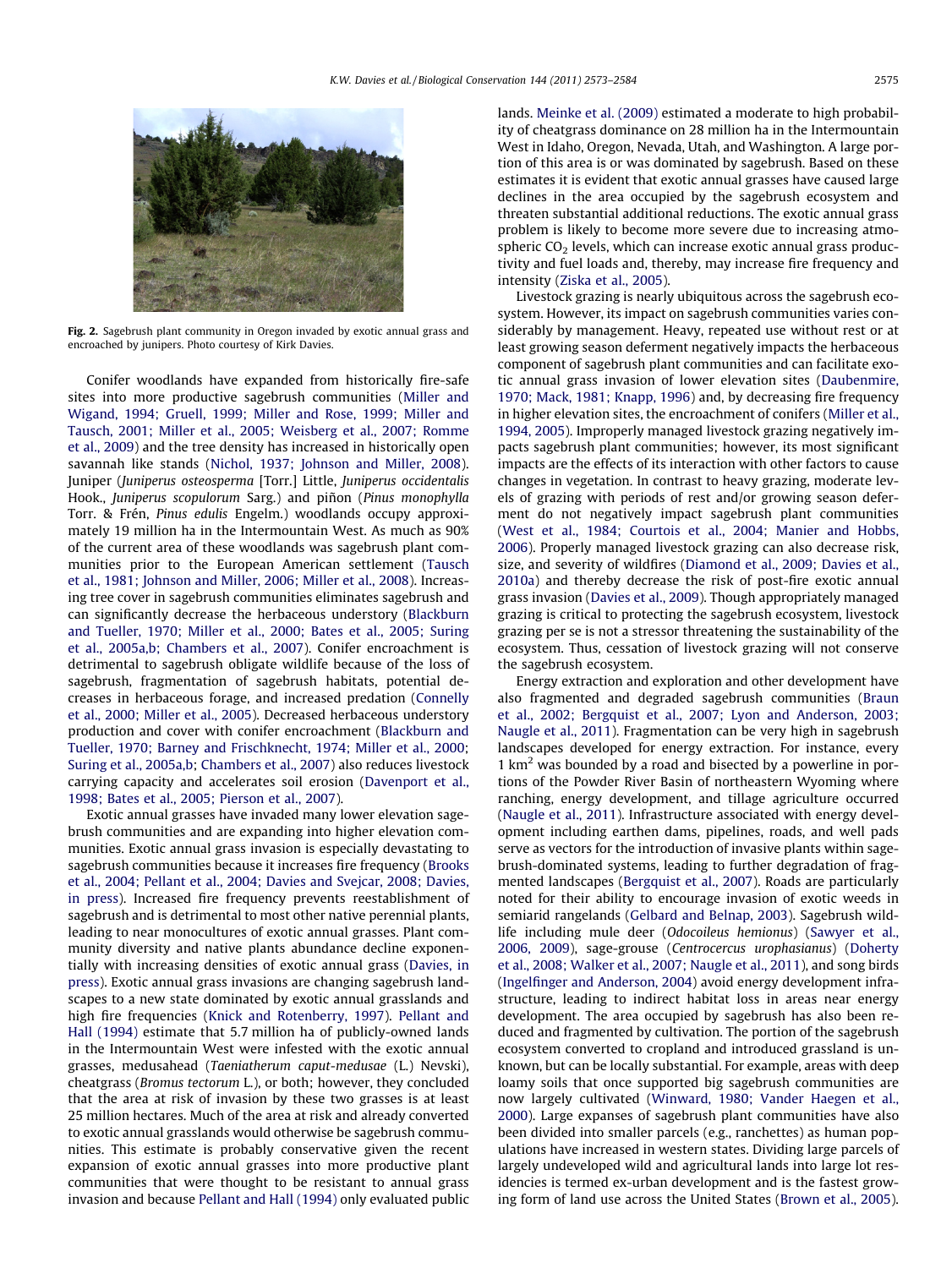Fig. 2. Sagebrush plant community in Oregon invaded by exotic annual grass and encroached by junipers. Photo courtesy of Kirk Davies.

Conifer woodlands have expanded from historically fire-safe sites into more productive sagebrush communities (Miller and Wigand, 1994; Gruell, 1999; Miller and Rose, 1999; Miller and Tausch, 2001; Miller et al., 2005; Weisberg et al., 2007; Romme et al., 2009) and the tree density has increased in historically open savannah like stands (Nichol, 1937; Johnson and Miller, 2008). Juniper (*Juniperus osteosperma* [Torr.] Little, *Juniperus occidentalis* Hook., *Juniperus scopulorum* Sarg.) and piñon (*Pinus monophylla* Torr. & Frén, *Pinus edulis* Engelm.) woodlands occupy approximately 19 million ha in the Intermountain West. As much as 90% of the current area of these woodlands was sagebrush plant communities prior to the European American settlement (Tausch et al., 1981; Johnson and Miller, 2006; Miller et al., 2008). Increasing tree cover in sagebrush communities eliminates sagebrush and can significantly decrease the herbaceous understory (Blackburn and Tueller, 1970; Miller et al., 2000; Bates et al., 2005; Suring et al., 2005a,b; Chambers et al., 2007). Conifer encroachment is detrimental to sagebrush obligate wildlife because of the loss of sagebrush, fragmentation of sagebrush habitats, potential decreases in herbaceous forage, and increased predation (Connelly et al., 2000; Miller et al., 2005). Decreased herbaceous understory production and cover with conifer encroachment (Blackburn and Tueller, 1970; Barney and Frischknecht, 1974; Miller et al., 2000; Suring et al., 2005a,b; Chambers et al., 2007) also reduces livestock carrying capacity and accelerates soil erosion (Davenport et al., 1998; Bates et al., 2005; Pierson et al., 2007).

Exotic annual grasses have invaded many lower elevation sagebrush communities and are expanding into higher elevation communities. Exotic annual grass invasion is especially devastating to sagebrush communities because it increases fire frequency (Brooks et al., 2004; Pellant et al., 2004; Davies and Svejcar, 2008; Davies, in press). Increased fire frequency prevents reestablishment of sagebrush and is detrimental to most other native perennial plants, leading to near monocultures of exotic annual grasses. Plant community diversity and native plants abundance decline exponentially with increasing densities of exotic annual grass (Davies, in press). Exotic annual grass invasions are changing sagebrush landscapes to a new state dominated by exotic annual grasslands and high fire frequencies (Knick and Rotenberry, 1997). Pellant and Hall (1994) estimate that 5.7 million ha of publicly-owned lands in the Intermountain West were infested with the exotic annual grasses, medusahead (*Taeniatherum caput-medusae* (L.) Nevski), cheatgrass (*Bromus tectorum* L.), or both; however, they concluded that the area at risk of invasion by these two grasses is at least 25 million hectares. Much of the area at risk and already converted to exotic annual grasslands would otherwise be sagebrush communities. This estimate is probably conservative given the recent expansion of exotic annual grasses into more productive plant communities that were thought to be resistant to annual grass invasion and because Pellant and Hall (1994) only evaluated public lands. Meinke et al. (2009) estimated a moderate to high probability of cheatgrass dominance on 28 million ha in the Intermountain West in Idaho, Oregon, Nevada, Utah, and Washington. A large portion of this area is or was dominated by sagebrush. Based on these estimates it is evident that exotic annual grasses have caused large declines in the area occupied by the sagebrush ecosystem and threaten substantial additional reductions. The exotic annual grass problem is likely to become more severe due to increasing atmospheric $CO_2$ levels, which can increase exotic annual grass productivity and fuel loads and, thereby, may increase fire frequency and intensity (Ziska et al., 2005).

Livestock grazing is nearly ubiquitous across the sagebrush ecosystem. However, its impact on sagebrush communities varies considerably by management. Heavy, repeated use without rest or at least growing season deferment negatively impacts the herbaceous component of sagebrush plant communities and can facilitate exotic annual grass invasion of lower elevation sites (Daubenmire, 1970; Mack, 1981; Knapp, 1996) and, by decreasing fire frequency in higher elevation sites, the encroachment of conifers (Miller et al., 1994, 2005). Improperly managed livestock grazing negatively impacts sagebrush plant communities; however, its most significant impacts are the effects of its interaction with other factors to cause changes in vegetation. In contrast to heavy grazing, moderate levels of grazing with periods of rest and/or growing season deferment do not negatively impact sagebrush plant communities (West et al., 1984; Courtois et al., 2004; Manier and Hobbs, 2006). Properly managed livestock grazing can also decrease risk, size, and severity of wildfires (Diamond et al., 2009; Davies et al., 2010a) and thereby decrease the risk of post-fire exotic annual grass invasion (Davies et al., 2009). Though appropriately managed grazing is critical to protecting the sagebrush ecosystem, livestock grazing per se is not a stressor threatening the sustainability of the ecosystem. Thus, cessation of livestock grazing will not conserve the sagebrush ecosystem.

Energy extraction and exploration and other development have also fragmented and degraded sagebrush communities (Braun et al., 2002; Bergquist et al., 2007; Lyon and Anderson, 2003; Naugle et al., 2011). Fragmentation can be very high in sagebrush landscapes developed for energy extraction. For instance, every 1 $km^2$ was bounded by a road and bisected by a powerline in portions of the Powder River Basin of northeastern Wyoming where ranching, energy development, and tillage agriculture occurred (Naugle et al., 2011). Infrastructure associated with energy development including earthen dams, pipelines, roads, and well pads serve as vectors for the introduction of invasive plants within sagebrush-dominated systems, leading to further degradation of fragmented landscapes (Bergquist et al., 2007). Roads are particularly noted for their ability to encourage invasion of exotic weeds in semiarid rangelands (Gelbard and Belnap, 2003). Sagebrush wildlife including mule deer (*Odocoileus hemionus*) (Sawyer et al., 2006, 2009), sage-grouse (*Centrocercus urophasianus*) (Doherty et al., 2008; Walker et al., 2007; Naugle et al., 2011), and song birds (Ingelfinger and Anderson, 2004) avoid energy development infrastructure, leading to indirect habitat loss in areas near energy development. The area occupied by sagebrush has also been reduced and fragmented by cultivation. The portion of the sagebrush ecosystem converted to cropland and introduced grassland is unknown, but can be locally substantial. For example, areas with deep loamy soils that once supported big sagebrush communities are now largely cultivated (Winward, 1980; Vander Haegen et al., 2000). Large expanses of sagebrush plant communities have also been divided into smaller parcels (e.g., ranchettes) as human populations have increased in western states. Dividing large parcels of largely undeveloped wild and agricultural lands into large lot residencies is termed ex-urban development and is the fastest growing form of land use across the United States (Brown et al., 2005).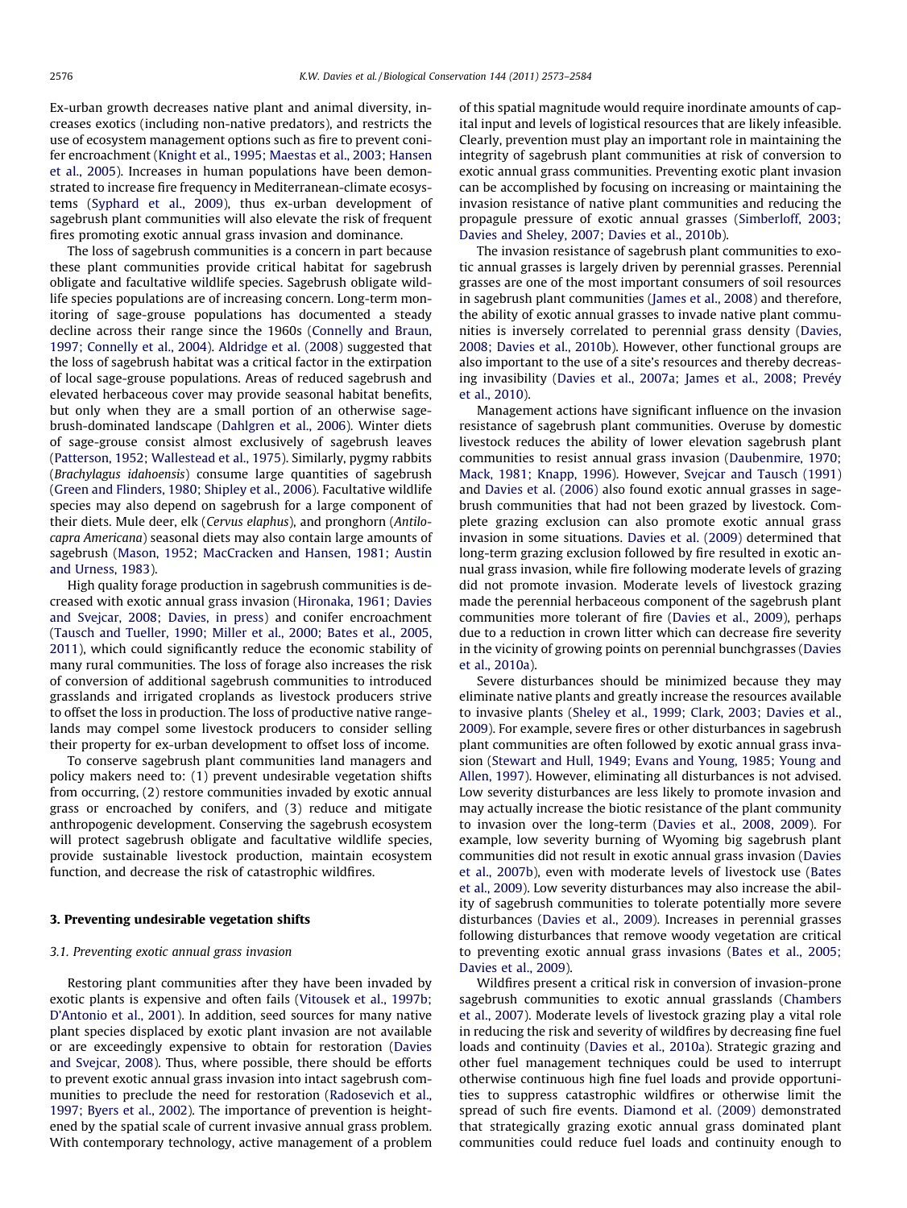Ex-urban growth decreases native plant and animal diversity, increases exotics (including non-native predators), and restricts the use of ecosystem management options such as fire to prevent conifer encroachment (Knight et al., 1995; Maestas et al., 2003; Hansen et al., 2005). Increases in human populations have been demonstrated to increase fire frequency in Mediterranean-climate ecosystems (Syphard et al., 2009), thus ex-urban development of sagebrush plant communities will also elevate the risk of frequent fires promoting exotic annual grass invasion and dominance.

The loss of sagebrush communities is a concern in part because these plant communities provide critical habitat for sagebrush obligate and facultative wildlife species. Sagebrush obligate wildlife species populations are of increasing concern. Long-term monitoring of sage-grouse populations has documented a steady decline across their range since the 1960s (Connelly and Braun, 1997; Connelly et al., 2004). Aldridge et al. (2008) suggested that the loss of sagebrush habitat was a critical factor in the extirpation of local sage-grouse populations. Areas of reduced sagebrush and elevated herbaceous cover may provide seasonal habitat benefits, but only when they are a small portion of an otherwise sagebrush-dominated landscape (Dahlgren et al., 2006). Winter diets of sage-grouse consist almost exclusively of sagebrush leaves (Patterson, 1952; Wallestead et al., 1975). Similarly, pygmy rabbits (*Brachylagus idahoensis*) consume large quantities of sagebrush (Green and Flinders, 1980; Shipley et al., 2006). Facultative wildlife species may also depend on sagebrush for a large component of their diets. Mule deer, elk (*Cervus elaphus*), and pronghorn (*Antilocapra Americana*) seasonal diets may also contain large amounts of sagebrush (Mason, 1952; MacCracken and Hansen, 1981; Austin and Urness, 1983).

High quality forage production in sagebrush communities is decreased with exotic annual grass invasion (Hironaka, 1961; Davies and Svejcar, 2008; Davies, in press) and conifer encroachment (Tausch and Tueller, 1990; Miller et al., 2000; Bates et al., 2005, 2011), which could significantly reduce the economic stability of many rural communities. The loss of forage also increases the risk of conversion of additional sagebrush communities to introduced grasslands and irrigated croplands as livestock producers strive to offset the loss in production. The loss of productive native rangelands may compel some livestock producers to consider selling their property for ex-urban development to offset loss of income.

To conserve sagebrush plant communities land managers and policy makers need to: (1) prevent undesirable vegetation shifts from occurring, (2) restore communities invaded by exotic annual grass or encroached by conifers, and (3) reduce and mitigate anthropogenic development. Conserving the sagebrush ecosystem will protect sagebrush obligate and facultative wildlife species, provide sustainable livestock production, maintain ecosystem function, and decrease the risk of catastrophic wildfires.

## 3. Preventing undesirable vegetation shifts

### 3.1. Preventing exotic annual grass invasion

Restoring plant communities after they have been invaded by exotic plants is expensive and often fails (Vitousek et al., 1997b; D'Antonio et al., 2001). In addition, seed sources for many native plant species displaced by exotic plant invasion are not available or are exceedingly expensive to obtain for restoration (Davies and Svejcar, 2008). Thus, where possible, there should be efforts to prevent exotic annual grass invasion into intact sagebrush communities to preclude the need for restoration (Radosevich et al., 1997; Byers et al., 2002). The importance of prevention is heightened by the spatial scale of current invasive annual grass problem. With contemporary technology, active management of a problem of this spatial magnitude would require inordinate amounts of capital input and levels of logistical resources that are likely infeasible. Clearly, prevention must play an important role in maintaining the integrity of sagebrush plant communities at risk of conversion to exotic annual grass communities. Preventing exotic plant invasion can be accomplished by focusing on increasing or maintaining the invasion resistance of native plant communities and reducing the propagule pressure of exotic annual grasses (Simberloff, 2003; Davies and Sheley, 2007; Davies et al., 2010b).

The invasion resistance of sagebrush plant communities to exotic annual grasses is largely driven by perennial grasses. Perennial grasses are one of the most important consumers of soil resources in sagebrush plant communities (James et al., 2008) and therefore, the ability of exotic annual grasses to invade native plant communities is inversely correlated to perennial grass density (Davies, 2008; Davies et al., 2010b). However, other functional groups are also important to the use of a site's resources and thereby decreasing invasibility (Davies et al., 2007a; James et al., 2008; Prevéy et al., 2010).

Management actions have significant influence on the invasion resistance of sagebrush plant communities. Overuse by domestic livestock reduces the ability of lower elevation sagebrush plant communities to resist annual grass invasion (Daubenmire, 1970; Mack, 1981; Knapp, 1996). However, Svejcar and Tausch (1991) and Davies et al. (2006) also found exotic annual grasses in sagebrush communities that had not been grazed by livestock. Complete grazing exclusion can also promote exotic annual grass invasion in some situations. Davies et al. (2009) determined that long-term grazing exclusion followed by fire resulted in exotic annual grass invasion, while fire following moderate levels of grazing did not promote invasion. Moderate levels of livestock grazing made the perennial herbaceous component of the sagebrush plant communities more tolerant of fire (Davies et al., 2009), perhaps due to a reduction in crown litter which can decrease fire severity in the vicinity of growing points on perennial bunchgrasses (Davies et al., 2010a).

Severe disturbances should be minimized because they may eliminate native plants and greatly increase the resources available to invasive plants (Sheley et al., 1999; Clark, 2003; Davies et al., 2009). For example, severe fires or other disturbances in sagebrush plant communities are often followed by exotic annual grass invasion (Stewart and Hull, 1949; Evans and Young, 1985; Young and Allen, 1997). However, eliminating all disturbances is not advised. Low severity disturbances are less likely to promote invasion and may actually increase the biotic resistance of the plant community to invasion over the long-term (Davies et al., 2008, 2009). For example, low severity burning of Wyoming big sagebrush plant communities did not result in exotic annual grass invasion (Davies et al., 2007b), even with moderate levels of livestock use (Bates et al., 2009). Low severity disturbances may also increase the ability of sagebrush communities to tolerate potentially more severe disturbances (Davies et al., 2009). Increases in perennial grasses following disturbances that remove woody vegetation are critical to preventing exotic annual grass invasions (Bates et al., 2005; Davies et al., 2009).

Wildfires present a critical risk in conversion of invasion-prone sagebrush communities to exotic annual grasslands (Chambers et al., 2007). Moderate levels of livestock grazing play a vital role in reducing the risk and severity of wildfires by decreasing fine fuel loads and continuity (Davies et al., 2010a). Strategic grazing and other fuel management techniques could be used to interrupt otherwise continuous high fine fuel loads and provide opportunities to suppress catastrophic wildfires or otherwise limit the spread of such fire events. Diamond et al. (2009) demonstrated that strategically grazing exotic annual grass dominated plant communities could reduce fuel loads and continuity enough to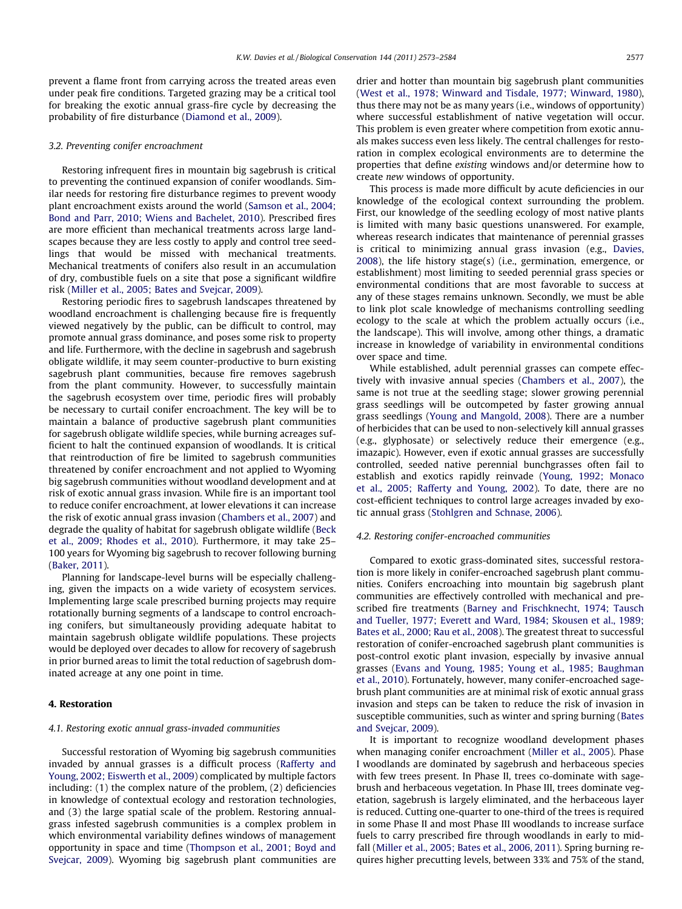prevent a flame front from carrying across the treated areas even under peak fire conditions. Targeted grazing may be a critical tool for breaking the exotic annual grass-fire cycle by decreasing the probability of fire disturbance (Diamond et al., 2009).

### 3.2. Preventing conifer encroachment

Restoring infrequent fires in mountain big sagebrush is critical to preventing the continued expansion of conifer woodlands. Similar needs for restoring fire disturbance regimes to prevent woody plant encroachment exists around the world (Samson et al., 2004; Bond and Parr, 2010; Wiens and Bachelet, 2010). Prescribed fires are more efficient than mechanical treatments across large landscapes because they are less costly to apply and control tree seedlings that would be missed with mechanical treatments. Mechanical treatments of conifers also result in an accumulation of dry, combustible fuels on a site that pose a significant wildfire risk (Miller et al., 2005; Bates and Svejcar, 2009).

Restoring periodic fires to sagebrush landscapes threatened by woodland encroachment is challenging because fire is frequently viewed negatively by the public, can be difficult to control, may promote annual grass dominance, and poses some risk to property and life. Furthermore, with the decline in sagebrush and sagebrush obligate wildlife, it may seem counter-productive to burn existing sagebrush plant communities, because fire removes sagebrush from the plant community. However, to successfully maintain the sagebrush ecosystem over time, periodic fires will probably be necessary to curtail conifer encroachment. The key will be to maintain a balance of productive sagebrush plant communities for sagebrush obligate wildlife species, while burning acreages sufficient to halt the continued expansion of woodlands. It is critical that reintroduction of fire be limited to sagebrush communities threatened by conifer encroachment and not applied to Wyoming big sagebrush communities without woodland development and at risk of exotic annual grass invasion. While fire is an important tool to reduce conifer encroachment, at lower elevations it can increase the risk of exotic annual grass invasion (Chambers et al., 2007) and degrade the quality of habitat for sagebrush obligate wildlife (Beck et al., 2009; Rhodes et al., 2010). Furthermore, it may take 25–100 years for Wyoming big sagebrush to recover following burning (Baker, 2011).

Planning for landscape-level burns will be especially challenging, given the impacts on a wide variety of ecosystem services. Implementing large scale prescribed burning projects may require rotationally burning segments of a landscape to control encroaching conifers, but simultaneously providing adequate habitat to maintain sagebrush obligate wildlife populations. These projects would be deployed over decades to allow for recovery of sagebrush in prior burned areas to limit the total reduction of sagebrush dominated acreage at any one point in time.

## 4. Restoration

### 4.1. Restoring exotic annual grass-invaded communities

Successful restoration of Wyoming big sagebrush communities invaded by annual grasses is a difficult process (Rafferty and Young, 2002; Eiswerth et al., 2009) complicated by multiple factors including: (1) the complex nature of the problem, (2) deficiencies in knowledge of contextual ecology and restoration technologies, and (3) the large spatial scale of the problem. Restoring annual-grass infested sagebrush communities is a complex problem in which environmental variability defines windows of management opportunity in space and time (Thompson et al., 2001; Boyd and Svejcar, 2009). Wyoming big sagebrush plant communities are drier and hotter than mountain big sagebrush plant communities (West et al., 1978; Winward and Tisdale, 1977; Winward, 1980), thus there may not be as many years (i.e., windows of opportunity) where successful establishment of native vegetation will occur. This problem is even greater where competition from exotic annuals makes success even less likely. The central challenges for restoration in complex ecological environments are to determine the properties that define *existing* windows and/or determine how to create *new* windows of opportunity.

This process is made more difficult by acute deficiencies in our knowledge of the ecological context surrounding the problem. First, our knowledge of the seedling ecology of most native plants is limited with many basic questions unanswered. For example, whereas research indicates that maintenance of perennial grasses is critical to minimizing annual grass invasion (e.g., Davies, 2008), the life history stage(s) (i.e., germination, emergence, or establishment) most limiting to seeded perennial grass species or environmental conditions that are most favorable to success at any of these stages remains unknown. Secondly, we must be able to link plot scale knowledge of mechanisms controlling seedling ecology to the scale at which the problem actually occurs (i.e., the landscape). This will involve, among other things, a dramatic increase in knowledge of variability in environmental conditions over space and time.

While established, adult perennial grasses can compete effectively with invasive annual species (Chambers et al., 2007), the same is not true at the seedling stage; slower growing perennial grass seedlings will be outcompeted by faster growing annual grass seedlings (Young and Mangold, 2008). There are a number of herbicides that can be used to non-selectively kill annual grasses (e.g., glyphosate) or selectively reduce their emergence (e.g., imazapic). However, even if exotic annual grasses are successfully controlled, seeded native perennial bunchgrasses often fail to establish and exotics rapidly reinvade (Young, 1992; Monaco et al., 2005; Rafferty and Young, 2002). To date, there are no cost-efficient techniques to control large acreages invaded by exotic annual grass (Stohlgren and Schnase, 2006).

### 4.2. Restoring conifer-encroached communities

Compared to exotic grass-dominated sites, successful restoration is more likely in conifer-encroached sagebrush plant communities. Conifers encroaching into mountain big sagebrush plant communities are effectively controlled with mechanical and prescribed fire treatments (Barney and Frischknecht, 1974; Tausch and Tueller, 1977; Everett and Ward, 1984; Skousen et al., 1989; Bates et al., 2000; Rau et al., 2008). The greatest threat to successful restoration of conifer-encroached sagebrush plant communities is post-control exotic plant invasion, especially by invasive annual grasses (Evans and Young, 1985; Young et al., 1985; Baughman et al., 2010). Fortunately, however, many conifer-encroached sagebrush plant communities are at minimal risk of exotic annual grass invasion and steps can be taken to reduce the risk of invasion in susceptible communities, such as winter and spring burning (Bates and Svejcar, 2009).

It is important to recognize woodland development phases when managing conifer encroachment (Miller et al., 2005). Phase I woodlands are dominated by sagebrush and herbaceous species with few trees present. In Phase II, trees co-dominate with sagebrush and herbaceous vegetation. In Phase III, trees dominate vegetation, sagebrush is largely eliminated, and the herbaceous layer is reduced. Cutting one-quarter to one-third of the trees is required in some Phase II and most Phase III woodlands to increase surface fuels to carry prescribed fire through woodlands in early to mid-fall (Miller et al., 2005; Bates et al., 2006, 2011). Spring burning requires higher precutting levels, between 33% and 75% of the stand,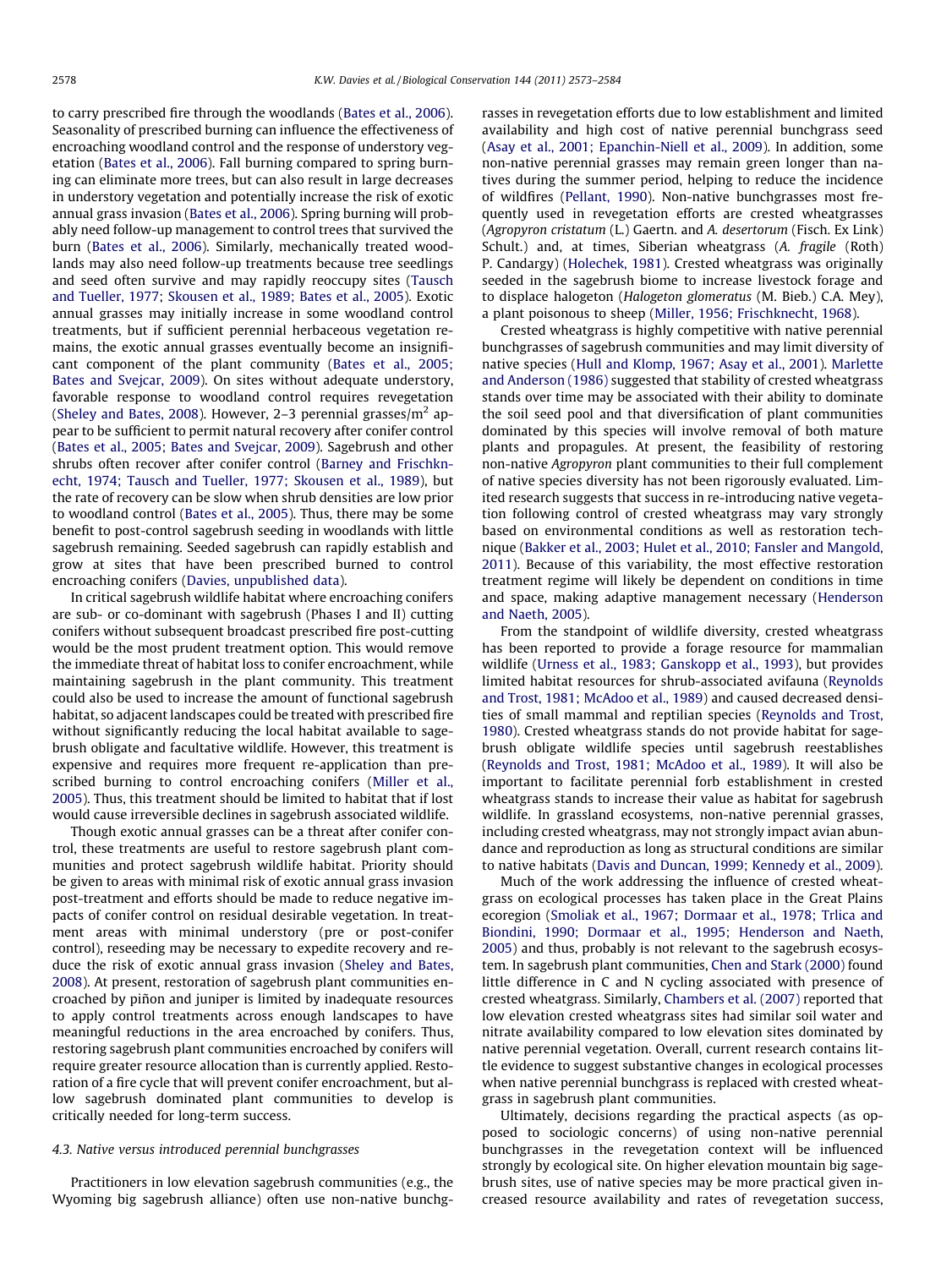to carry prescribed fire through the woodlands (Bates et al., 2006). Seasonality of prescribed burning can influence the effectiveness of encroaching woodland control and the response of understory vegetation (Bates et al., 2006). Fall burning compared to spring burning can eliminate more trees, but can also result in large decreases in understory vegetation and potentially increase the risk of exotic annual grass invasion (Bates et al., 2006). Spring burning will probably need follow-up management to control trees that survived the burn (Bates et al., 2006). Similarly, mechanically treated woodlands may also need follow-up treatments because tree seedlings and seed often survive and may rapidly reoccupy sites (Tausch and Tueller, 1977; Skousen et al., 1989; Bates et al., 2005). Exotic annual grasses may initially increase in some woodland control treatments, but if sufficient perennial herbaceous vegetation remains, the exotic annual grasses eventually become an insignificant component of the plant community (Bates et al., 2005; Bates and Svejcar, 2009). On sites without adequate understory, favorable response to woodland control requires revegetation (Sheley and Bates, 2008). However, 2–3 perennial grasses/m$^2$ appear to be sufficient to permit natural recovery after conifer control (Bates et al., 2005; Bates and Svejcar, 2009). Sagebrush and other shrubs often recover after conifer control (Barney and Frischknecht, 1974; Tausch and Tueller, 1977; Skousen et al., 1989), but the rate of recovery can be slow when shrub densities are low prior to woodland control (Bates et al., 2005). Thus, there may be some benefit to post-control sagebrush seeding in woodlands with little sagebrush remaining. Seeded sagebrush can rapidly establish and grow at sites that have been prescribed burned to control encroaching conifers (Davies, unpublished data).

In critical sagebrush wildlife habitat where encroaching conifers are sub- or co-dominant with sagebrush (Phases I and II) cutting conifers without subsequent broadcast prescribed fire post-cutting would be the most prudent treatment option. This would remove the immediate threat of habitat loss to conifer encroachment, while maintaining sagebrush in the plant community. This treatment could also be used to increase the amount of functional sagebrush habitat, so adjacent landscapes could be treated with prescribed fire without significantly reducing the local habitat available to sagebrush obligate and facultative wildlife. However, this treatment is expensive and requires more frequent re-application than prescribed burning to control encroaching conifers (Miller et al., 2005). Thus, this treatment should be limited to habitat that if lost would cause irreversible declines in sagebrush associated wildlife.

Though exotic annual grasses can be a threat after conifer control, these treatments are useful to restore sagebrush plant communities and protect sagebrush wildlife habitat. Priority should be given to areas with minimal risk of exotic annual grass invasion post-treatment and efforts should be made to reduce negative impacts of conifer control on residual desirable vegetation. In treatment areas with minimal understory (pre or post-conifer control), reseeding may be necessary to expedite recovery and reduce the risk of exotic annual grass invasion (Sheley and Bates, 2008). At present, restoration of sagebrush plant communities encroached by piñon and juniper is limited by inadequate resources to apply control treatments across enough landscapes to have meaningful reductions in the area encroached by conifers. Thus, restoring sagebrush plant communities encroached by conifers will require greater resource allocation than is currently applied. Restoration of a fire cycle that will prevent conifer encroachment, but allow sagebrush dominated plant communities to develop is critically needed for long-term success.

### 4.3. Native versus introduced perennial bunchgrasses

Practitioners in low elevation sagebrush communities (e.g., the Wyoming big sagebrush alliance) often use non-native bunchgrasses in revegetation efforts due to low establishment and limited availability and high cost of native perennial bunchgrass seed (Asay et al., 2001; Epanchin-Niell et al., 2009). In addition, some non-native perennial grasses may remain green longer than natives during the summer period, helping to reduce the incidence of wildfires (Pellant, 1990). Non-native bunchgrasses most frequently used in revegetation efforts are crested wheatgrasses (*Agropyron cristatum* (L.) Gaertn. and *A. desertorum* (Fisch. Ex Link) Schult.) and, at times, Siberian wheatgrass (*A. fragile* (Roth) P. Candargy) (Holechek, 1981). Crested wheatgrass was originally seeded in the sagebrush biome to increase livestock forage and to displace halogeton (*Halogeton glomeratus* (M. Bieb.) C.A. Mey), a plant poisonous to sheep (Miller, 1956; Frischknecht, 1968).

Crested wheatgrass is highly competitive with native perennial bunchgrasses of sagebrush communities and may limit diversity of native species (Hull and Klomp, 1967; Asay et al., 2001). Marlette and Anderson (1986) suggested that stability of crested wheatgrass stands over time may be associated with their ability to dominate the soil seed pool and that diversification of plant communities dominated by this species will involve removal of both mature plants and propagules. At present, the feasibility of restoring non-native *Agropyron* plant communities to their full complement of native species diversity has not been rigorously evaluated. Limited research suggests that success in re-introducing native vegetation following control of crested wheatgrass may vary strongly based on environmental conditions as well as restoration technique (Bakker et al., 2003; Hulet et al., 2010; Fansler and Mangold, 2011). Because of this variability, the most effective restoration treatment regime will likely be dependent on conditions in time and space, making adaptive management necessary (Henderson and Naeth, 2005).

From the standpoint of wildlife diversity, crested wheatgrass has been reported to provide a forage resource for mammalian wildlife (Urness et al., 1983; Ganskopp et al., 1993), but provides limited habitat resources for shrub-associated avifauna (Reynolds and Trost, 1981; McAdoo et al., 1989) and caused decreased densities of small mammal and reptilian species (Reynolds and Trost, 1980). Crested wheatgrass stands do not provide habitat for sagebrush obligate wildlife species until sagebrush reestablishes (Reynolds and Trost, 1981; McAdoo et al., 1989). It will also be important to facilitate perennial forb establishment in crested wheatgrass stands to increase their value as habitat for sagebrush wildlife. In grassland ecosystems, non-native perennial grasses, including crested wheatgrass, may not strongly impact avian abundance and reproduction as long as structural conditions are similar to native habitats (Davis and Duncan, 1999; Kennedy et al., 2009).

Much of the work addressing the influence of crested wheatgrass on ecological processes has taken place in the Great Plains ecoregion (Smoliak et al., 1967; Dormaar et al., 1978; Trlica and Biondini, 1990; Dormaar et al., 1995; Henderson and Naeth, 2005) and thus, probably is not relevant to the sagebrush ecosystem. In sagebrush plant communities, Chen and Stark (2000) found little difference in C and N cycling associated with presence of crested wheatgrass. Similarly, Chambers et al. (2007) reported that low elevation crested wheatgrass sites had similar soil water and nitrate availability compared to low elevation sites dominated by native perennial vegetation. Overall, current research contains little evidence to suggest substantive changes in ecological processes when native perennial bunchgrass is replaced with crested wheatgrass in sagebrush plant communities.

Ultimately, decisions regarding the practical aspects (as opposed to sociologic concerns) of using non-native perennial bunchgrasses in the revegetation context will be influenced strongly by ecological site. On higher elevation mountain big sagebrush sites, use of native species may be more practical given increased resource availability and rates of revegetation success,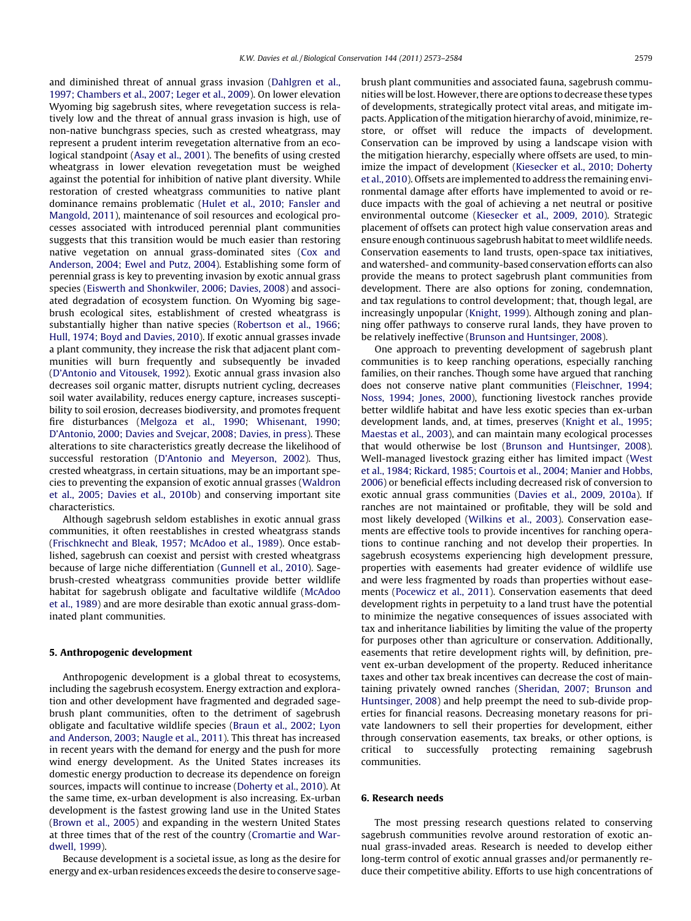and diminished threat of annual grass invasion (Dahlgren et al., 1997; Chambers et al., 2007; Leger et al., 2009). On lower elevation Wyoming big sagebrush sites, where revegetation success is relatively low and the threat of annual grass invasion is high, use of non-native bunchgrass species, such as crested wheatgrass, may represent a prudent interim revegetation alternative from an ecological standpoint (Asay et al., 2001). The benefits of using crested wheatgrass in lower elevation revegetation must be weighed against the potential for inhibition of native plant diversity. While restoration of crested wheatgrass communities to native plant dominance remains problematic (Hulet et al., 2010; Fansler and Mangold, 2011), maintenance of soil resources and ecological processes associated with introduced perennial plant communities suggests that this transition would be much easier than restoring native vegetation on annual grass-dominated sites (Cox and Anderson, 2004; Ewel and Putz, 2004). Establishing some form of perennial grass is key to preventing invasion by exotic annual grass species (Eiswerth and Shonkwiler, 2006; Davies, 2008) and associated degradation of ecosystem function. On Wyoming big sagebrush ecological sites, establishment of crested wheatgrass is substantially higher than native species (Robertson et al., 1966; Hull, 1974; Boyd and Davies, 2010). If exotic annual grasses invade a plant community, they increase the risk that adjacent plant communities will burn frequently and subsequently be invaded (D'Antonio and Vitousek, 1992). Exotic annual grass invasion also decreases soil organic matter, disrupts nutrient cycling, decreases soil water availability, reduces energy capture, increases susceptibility to soil erosion, decreases biodiversity, and promotes frequent fire disturbances (Melgoza et al., 1990; Whisenant, 1990; D'Antonio, 2000; Davies and Svejcar, 2008; Davies, in press). These alterations to site characteristics greatly decrease the likelihood of successful restoration (D'Antonio and Meyerson, 2002). Thus, crested wheatgrass, in certain situations, may be an important species to preventing the expansion of exotic annual grasses (Waldron et al., 2005; Davies et al., 2010b) and conserving important site characteristics.

Although sagebrush seldom establishes in exotic annual grass communities, it often reestablishes in crested wheatgrass stands (Frischknecht and Bleak, 1957; McAdoo et al., 1989). Once established, sagebrush can coexist and persist with crested wheatgrass because of large niche differentiation (Gunnell et al., 2010). Sagebrush-crested wheatgrass communities provide better wildlife habitat for sagebrush obligate and facultative wildlife (McAdoo et al., 1989) and are more desirable than exotic annual grass-dominated plant communities.

## 5. Anthropogenic development

Anthropogenic development is a global threat to ecosystems, including the sagebrush ecosystem. Energy extraction and exploration and other development have fragmented and degraded sagebrush plant communities, often to the detriment of sagebrush obligate and facultative wildlife species (Braun et al., 2002; Lyon and Anderson, 2003; Naugle et al., 2011). This threat has increased in recent years with the demand for energy and the push for more wind energy development. As the United States increases its domestic energy production to decrease its dependence on foreign sources, impacts will continue to increase (Doherty et al., 2010). At the same time, ex-urban development is also increasing. Ex-urban development is the fastest growing land use in the United States (Brown et al., 2005) and expanding in the western United States at three times that of the rest of the country (Cromartie and Wardwell, 1999).

Because development is a societal issue, as long as the desire for energy and ex-urban residences exceeds the desire to conserve sagebrush plant communities and associated fauna, sagebrush communities will be lost. However, there are options to decrease these types of developments, strategically protect vital areas, and mitigate impacts. Application of the mitigation hierarchy of avoid, minimize, restore, or offset will reduce the impacts of development. Conservation can be improved by using a landscape vision with the mitigation hierarchy, especially where offsets are used, to minimize the impact of development (Kiesecker et al., 2010; Doherty et al., 2010). Offsets are implemented to address the remaining environmental damage after efforts have implemented to avoid or reduce impacts with the goal of achieving a net neutral or positive environmental outcome (Kiesecker et al., 2009, 2010). Strategic placement of offsets can protect high value conservation areas and ensure enough continuous sagebrush habitat to meet wildlife needs. Conservation easements to land trusts, open-space tax initiatives, and watershed- and community-based conservation efforts can also provide the means to protect sagebrush plant communities from development. There are also options for zoning, condemnation, and tax regulations to control development; that, though legal, are increasingly unpopular (Knight, 1999). Although zoning and planning offer pathways to conserve rural lands, they have proven to be relatively ineffective (Brunson and Huntsinger, 2008).

One approach to preventing development of sagebrush plant communities is to keep ranching operations, especially ranching families, on their ranches. Though some have argued that ranching does not conserve native plant communities (Fleischner, 1994; Noss, 1994; Jones, 2000), functioning livestock ranches provide better wildlife habitat and have less exotic species than ex-urban development lands, and, at times, preserves (Knight et al., 1995; Maestas et al., 2003), and can maintain many ecological processes that would otherwise be lost (Brunson and Huntsinger, 2008). Well-managed livestock grazing either has limited impact (West et al., 1984; Rickard, 1985; Courtois et al., 2004; Manier and Hobbs, 2006) or beneficial effects including decreased risk of conversion to exotic annual grass communities (Davies et al., 2009, 2010a). If ranches are not maintained or profitable, they will be sold and most likely developed (Wilkins et al., 2003). Conservation easements are effective tools to provide incentives for ranching operations to continue ranching and not develop their properties. In sagebrush ecosystems experiencing high development pressure, properties with easements had greater evidence of wildlife use and were less fragmented by roads than properties without easements (Pocewicz et al., 2011). Conservation easements that deed development rights in perpetuity to a land trust have the potential to minimize the negative consequences of issues associated with tax and inheritance liabilities by limiting the value of the property for purposes other than agriculture or conservation. Additionally, easements that retire development rights will, by definition, prevent ex-urban development of the property. Reduced inheritance taxes and other tax break incentives can decrease the cost of maintaining privately owned ranches (Sheridan, 2007; Brunson and Huntsinger, 2008) and help preempt the need to sub-divide properties for financial reasons. Decreasing monetary reasons for private landowners to sell their properties for development, either through conservation easements, tax breaks, or other options, is critical to successfully protecting remaining sagebrush communities.

## 6. Research needs

The most pressing research questions related to conserving sagebrush communities revolve around restoration of exotic annual grass-invaded areas. Research is needed to develop either long-term control of exotic annual grasses and/or permanently reduce their competitive ability. Efforts to use high concentrations of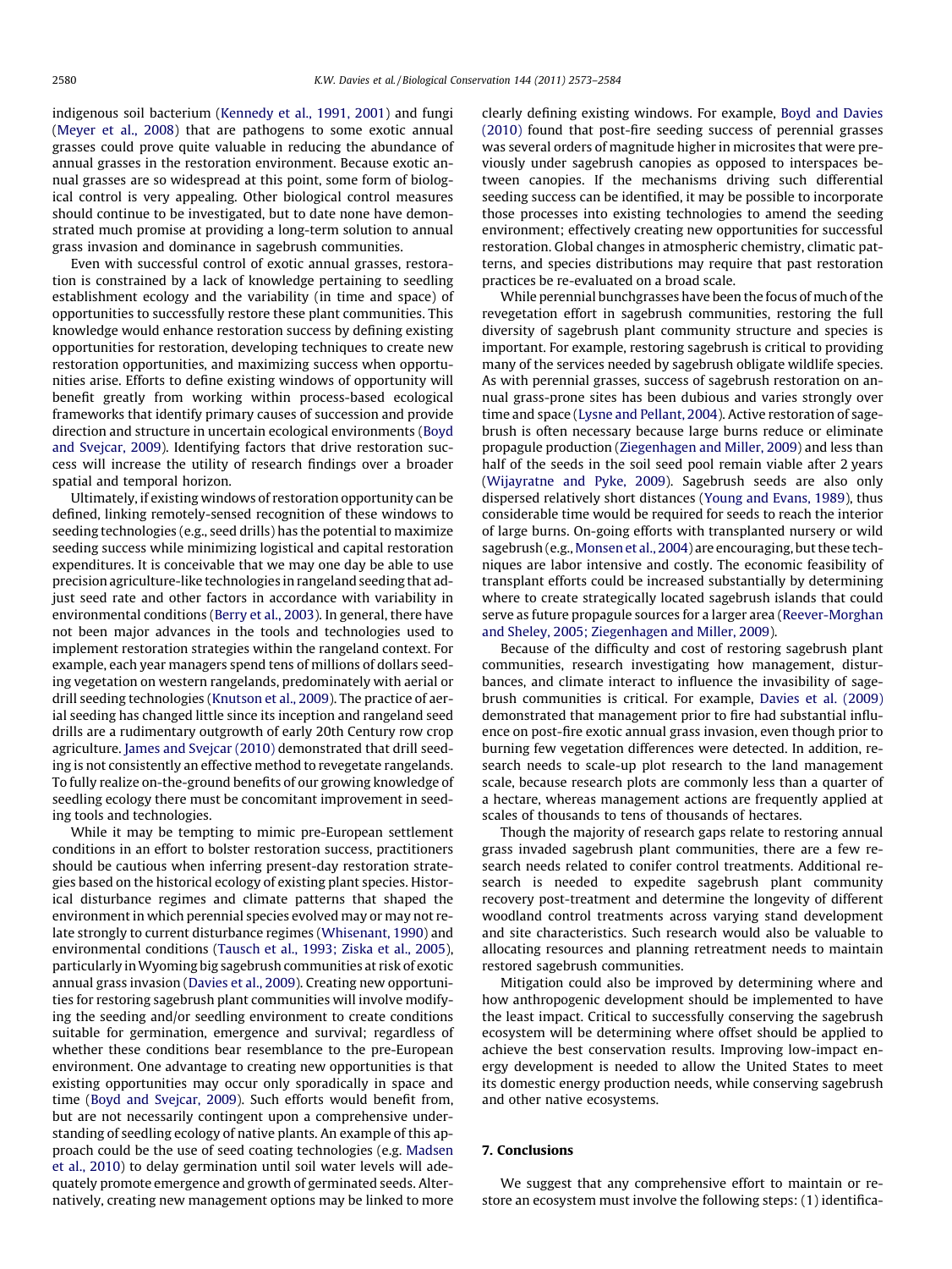indigenous soil bacterium (Kennedy et al., 1991, 2001) and fungi (Meyer et al., 2008) that are pathogens to some exotic annual grasses could prove quite valuable in reducing the abundance of annual grasses in the restoration environment. Because exotic annual grasses are so widespread at this point, some form of biological control is very appealing. Other biological control measures should continue to be investigated, but to date none have demonstrated much promise at providing a long-term solution to annual grass invasion and dominance in sagebrush communities.

Even with successful control of exotic annual grasses, restoration is constrained by a lack of knowledge pertaining to seedling establishment ecology and the variability (in time and space) of opportunities to successfully restore these plant communities. This knowledge would enhance restoration success by defining existing opportunities for restoration, developing techniques to create new restoration opportunities, and maximizing success when opportunities arise. Efforts to define existing windows of opportunity will benefit greatly from working within process-based ecological frameworks that identify primary causes of succession and provide direction and structure in uncertain ecological environments (Boyd and Svejcar, 2009). Identifying factors that drive restoration success will increase the utility of research findings over a broader spatial and temporal horizon.

Ultimately, if existing windows of restoration opportunity can be defined, linking remotely-sensed recognition of these windows to seeding technologies (e.g., seed drills) has the potential to maximize seeding success while minimizing logistical and capital restoration expenditures. It is conceivable that we may one day be able to use precision agriculture-like technologies in rangeland seeding that adjust seed rate and other factors in accordance with variability in environmental conditions (Berry et al., 2003). In general, there have not been major advances in the tools and technologies used to implement restoration strategies within the rangeland context. For example, each year managers spend tens of millions of dollars seeding vegetation on western rangelands, predominately with aerial or drill seeding technologies (Knutson et al., 2009). The practice of aerial seeding has changed little since its inception and rangeland seed drills are a rudimentary outgrowth of early 20th Century row crop agriculture. James and Svejcar (2010) demonstrated that drill seeding is not consistently an effective method to revegetate rangelands. To fully realize on-the-ground benefits of our growing knowledge of seedling ecology there must be concomitant improvement in seeding tools and technologies.

While it may be tempting to mimic pre-European settlement conditions in an effort to bolster restoration success, practitioners should be cautious when inferring present-day restoration strategies based on the historical ecology of existing plant species. Historical disturbance regimes and climate patterns that shaped the environment in which perennial species evolved may or may not relate strongly to current disturbance regimes (Whisenant, 1990) and environmental conditions (Tausch et al., 1993; Ziska et al., 2005), particularly in Wyoming big sagebrush communities at risk of exotic annual grass invasion (Davies et al., 2009). Creating new opportunities for restoring sagebrush plant communities will involve modifying the seeding and/or seedling environment to create conditions suitable for germination, emergence and survival; regardless of whether these conditions bear resemblance to the pre-European environment. One advantage to creating new opportunities is that existing opportunities may occur only sporadically in space and time (Boyd and Svejcar, 2009). Such efforts would benefit from, but are not necessarily contingent upon a comprehensive understanding of seedling ecology of native plants. An example of this approach could be the use of seed coating technologies (e.g. Madsen et al., 2010) to delay germination until soil water levels will adequately promote emergence and growth of germinated seeds. Alternatively, creating new management options may be linked to more clearly defining existing windows. For example, Boyd and Davies (2010) found that post-fire seeding success of perennial grasses was several orders of magnitude higher in microsites that were previously under sagebrush canopies as opposed to interspaces between canopies. If the mechanisms driving such differential seeding success can be identified, it may be possible to incorporate those processes into existing technologies to amend the seeding environment; effectively creating new opportunities for successful restoration. Global changes in atmospheric chemistry, climatic patterns, and species distributions may require that past restoration practices be re-evaluated on a broad scale.

While perennial bunchgrasses have been the focus of much of the revegetation effort in sagebrush communities, restoring the full diversity of sagebrush plant community structure and species is important. For example, restoring sagebrush is critical to providing many of the services needed by sagebrush obligate wildlife species. As with perennial grasses, success of sagebrush restoration on annual grass-prone sites has been dubious and varies strongly over time and space (Lysne and Pellant, 2004). Active restoration of sagebrush is often necessary because large burns reduce or eliminate propagule production (Ziegenhagen and Miller, 2009) and less than half of the seeds in the soil seed pool remain viable after 2 years (Wijayratne and Pyke, 2009). Sagebrush seeds are also only dispersed relatively short distances (Young and Evans, 1989), thus considerable time would be required for seeds to reach the interior of large burns. On-going efforts with transplanted nursery or wild sagebrush (e.g., Monsen et al., 2004) are encouraging, but these techniques are labor intensive and costly. The economic feasibility of transplant efforts could be increased substantially by determining where to create strategically located sagebrush islands that could serve as future propagule sources for a larger area (Reever-Morghan and Sheley, 2005; Ziegenhagen and Miller, 2009).

Because of the difficulty and cost of restoring sagebrush plant communities, research investigating how management, disturbances, and climate interact to influence the invasibility of sagebrush communities is critical. For example, Davies et al. (2009) demonstrated that management prior to fire had substantial influence on post-fire exotic annual grass invasion, even though prior to burning few vegetation differences were detected. In addition, research needs to scale-up plot research to the land management scale, because research plots are commonly less than a quarter of a hectare, whereas management actions are frequently applied at scales of thousands to tens of thousands of hectares.

Though the majority of research gaps relate to restoring annual grass invaded sagebrush plant communities, there are a few research needs related to conifer control treatments. Additional research is needed to expedite sagebrush plant community recovery post-treatment and determine the longevity of different woodland control treatments across varying stand development and site characteristics. Such research would also be valuable to allocating resources and planning retreatment needs to maintain restored sagebrush communities.

Mitigation could also be improved by determining where and how anthropogenic development should be implemented to have the least impact. Critical to successfully conserving the sagebrush ecosystem will be determining where offset should be applied to achieve the best conservation results. Improving low-impact energy development is needed to allow the United States to meet its domestic energy production needs, while conserving sagebrush and other native ecosystems.

## 7. Conclusions

We suggest that any comprehensive effort to maintain or restore an ecosystem must involve the following steps: (1) identifica-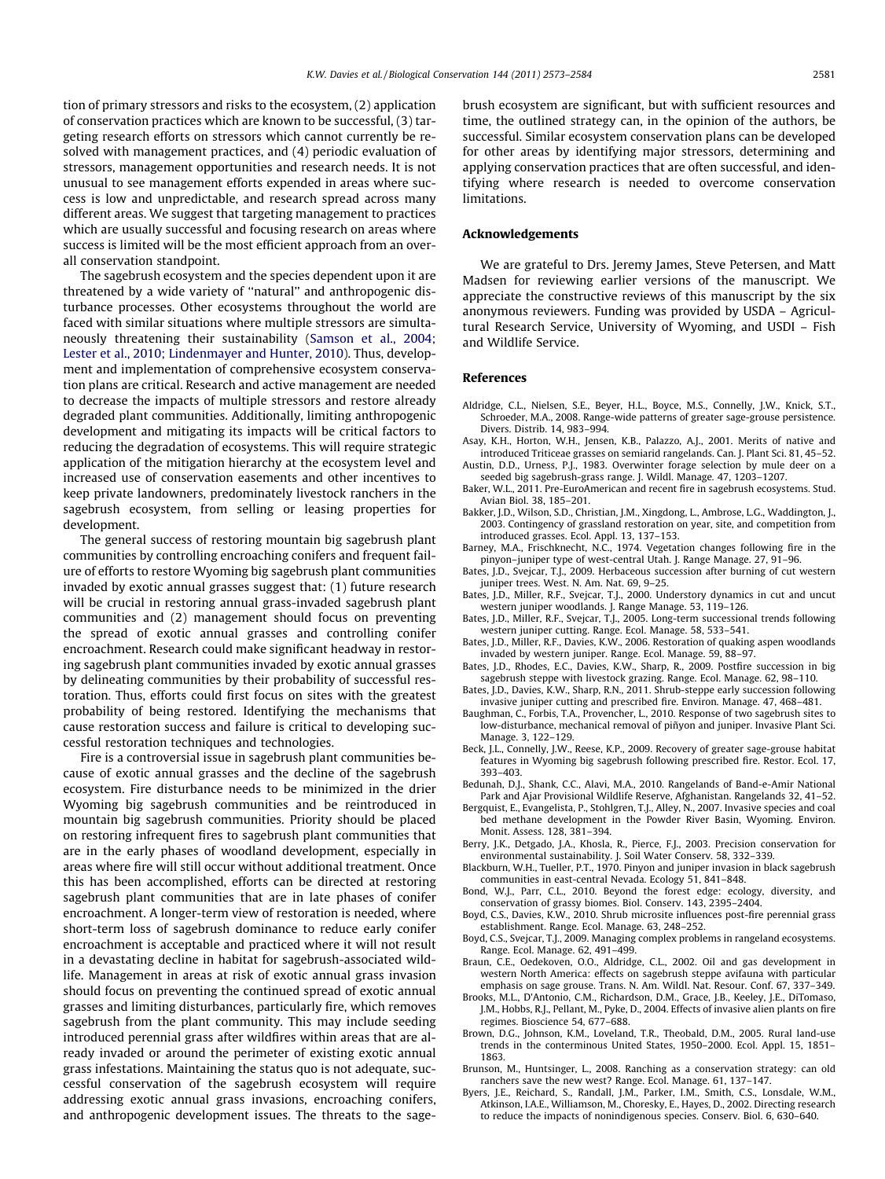tion of primary stressors and risks to the ecosystem, (2) application of conservation practices which are known to be successful, (3) targeting research efforts on stressors which cannot currently be resolved with management practices, and (4) periodic evaluation of stressors, management opportunities and research needs. It is not unusual to see management efforts expended in areas where success is low and unpredictable, and research spread across many different areas. We suggest that targeting management to practices which are usually successful and focusing research on areas where success is limited will be the most efficient approach from an overall conservation standpoint.

The sagebrush ecosystem and the species dependent upon it are threatened by a wide variety of "natural" and anthropogenic disturbance processes. Other ecosystems throughout the world are faced with similar situations where multiple stressors are simultaneously threatening their sustainability (Samson et al., 2004; Lester et al., 2010; Lindenmayer and Hunter, 2010). Thus, development and implementation of comprehensive ecosystem conservation plans are critical. Research and active management are needed to decrease the impacts of multiple stressors and restore already degraded plant communities. Additionally, limiting anthropogenic development and mitigating its impacts will be critical factors to reducing the degradation of ecosystems. This will require strategic application of the mitigation hierarchy at the ecosystem level and increased use of conservation easements and other incentives to keep private landowners, predominately livestock ranchers in the sagebrush ecosystem, from selling or leasing properties for development.

The general success of restoring mountain big sagebrush plant communities by controlling encroaching conifers and frequent failure of efforts to restore Wyoming big sagebrush plant communities invaded by exotic annual grasses suggest that: (1) future research will be crucial in restoring annual grass-invaded sagebrush plant communities and (2) management should focus on preventing the spread of exotic annual grasses and controlling conifer encroachment. Research could make significant headway in restoring sagebrush plant communities invaded by exotic annual grasses by delineating communities by their probability of successful restoration. Thus, efforts could first focus on sites with the greatest probability of being restored. Identifying the mechanisms that cause restoration success and failure is critical to developing successful restoration techniques and technologies.

Fire is a controversial issue in sagebrush plant communities because of exotic annual grasses and the decline of the sagebrush ecosystem. Fire disturbance needs to be minimized in the drier Wyoming big sagebrush communities and be reintroduced in mountain big sagebrush communities. Priority should be placed on restoring infrequent fires to sagebrush plant communities that are in the early phases of woodland development, especially in areas where fire will still occur without additional treatment. Once this has been accomplished, efforts can be directed at restoring sagebrush plant communities that are in late phases of conifer encroachment. A longer-term view of restoration is needed, where short-term loss of sagebrush dominance to reduce early conifer encroachment is acceptable and practiced where it will not result in a devastating decline in habitat for sagebrush-associated wildlife. Management in areas at risk of exotic annual grass invasion should focus on preventing the continued spread of exotic annual grasses and limiting disturbances, particularly fire, which removes sagebrush from the plant community. This may include seeding introduced perennial grass after wildfires within areas that are already invaded or around the perimeter of existing exotic annual grass infestations. Maintaining the status quo is not adequate, successful conservation of the sagebrush ecosystem will require addressing exotic annual grass invasions, encroaching conifers, and anthropogenic development issues. The threats to the sagebrush ecosystem are significant, but with sufficient resources and time, the outlined strategy can, in the opinion of the authors, be successful. Similar ecosystem conservation plans can be developed for other areas by identifying major stressors, determining and applying conservation practices that are often successful, and identifying where research is needed to overcome conservation limitations.

## Acknowledgements

We are grateful to Drs. Jeremy James, Steve Petersen, and Matt Madsen for reviewing earlier versions of the manuscript. We appreciate the constructive reviews of this manuscript by the six anonymous reviewers. Funding was provided by USDA – Agricultural Research Service, University of Wyoming, and USDI – Fish and Wildlife Service.

## References

Aldridge, C.L., Nielsen, S.E., Beyer, H.L., Boyce, M.S., Connelly, J.W., Knick, S.T., Schroeder, M.A., 2008. Range-wide patterns of greater sage-grouse persistence. Divers. Distrib. 14, 983–994.

Asay, K.H., Horton, W.H., Jensen, K.B., Palazzo, A.J., 2001. Merits of native and introduced Triticeae grasses on semiarid rangelands. Can. J. Plant Sci. 81, 45–52.

Austin, D.D., Urness, P.J., 1983. Overwinter forage selection by mule deer on a seeded big sagebrush-grass range. J. Wildl. Manage. 47, 1203–1207.

Baker, W.L., 2011. Pre-EuroAmerican and recent fire in sagebrush ecosystems. Stud. Avian Biol. 38, 185–201.

Bakker, J.D., Wilson, S.D., Christian, J.M., Xingdong, L., Ambrose, L.G., Waddington, J., 2003. Contingency of grassland restoration on year, site, and competition from introduced grasses. Ecol. Appl. 13, 137–153.

Barney, M.A., Frischknecht, N.C., 1974. Vegetation changes following fire in the pinyon–juniper type of west-central Utah. J. Range Manage. 27, 91–96.

Bates, J.D., Svejcar, T.J., 2009. Herbaceous succession after burning of cut western juniper trees. West. N. Am. Nat. 69, 9–25.

Bates, J.D., Miller, R.F., Svejcar, T.J., 2000. Understory dynamics in cut and uncut western juniper woodlands. J. Range Manage. 53, 119–126.

Bates, J.D., Miller, R.F., Svejcar, T.J., 2005. Long-term successional trends following western juniper cutting. Range. Ecol. Manage. 58, 533–541.

Bates, J.D., Miller, R.F., Davies, K.W., 2006. Restoration of quaking aspen woodlands invaded by western juniper. Range. Ecol. Manage. 59, 88–97.

Bates, J.D., Rhodes, E.C., Davies, K.W., Sharp, R., 2009. Postfire succession in big sagebrush steppe with livestock grazing. Range. Ecol. Manage. 62, 98–110.

Bates, J.D., Davies, K.W., Sharp, R.N., 2011. Shrub-steppe early succession following invasive juniper cutting and prescribed fire. Environ. Manage. 47, 468–481.

Baughman, C., Forbis, T.A., Provencher, L., 2010. Response of two sagebrush sites to low-disturbance, mechanical removal of piñyon and juniper. Invasive Plant Sci. Manage. 3, 122–129.

Beck, J.L., Connelly, J.W., Reese, K.P., 2009. Recovery of greater sage-grouse habitat features in Wyoming big sagebrush following prescribed fire. Restor. Ecol. 17, 393–403.

Bedunah, D.J., Shank, C.C., Alavi, M.A., 2010. Rangelands of Band-e-Amir National Park and Ajar Provisional Wildlife Reserve, Afghanistan. Rangelands 32, 41–52.

Bergquist, E., Evangelista, P., Stohlgren, T.J., Alley, N., 2007. Invasive species and coal bed methane development in the Powder River Basin, Wyoming. Environ. Monit. Assess. 128, 381–394.

Berry, J.K., Detgado, J.A., Khosla, R., Pierce, F.J., 2003. Precision conservation for environmental sustainability. J. Soil Water Conserv. 58, 332–339.

Blackburn, W.H., Tueller, P.T., 1970. Pinyon and juniper invasion in black sagebrush communities in east-central Nevada. Ecology 51, 841–848.

Bond, W.J., Parr, C.L., 2010. Beyond the forest edge: ecology, diversity, and conservation of grassy biomes. Biol. Conserv. 143, 2395–2404.

Boyd, C.S., Davies, K.W., 2010. Shrub microsite influences post-fire perennial grass establishment. Range. Ecol. Manage. 63, 248–252.

Boyd, C.S., Svejcar, T.J., 2009. Managing complex problems in rangeland ecosystems. Range. Ecol. Manage. 62, 491–499.

Braun, C.E., Oedekoven, O.O., Aldridge, C.L., 2002. Oil and gas development in western North America: effects on sagebrush steppe avifauna with particular emphasis on sage grouse. Trans. N. Am. Wildl. Nat. Resour. Conf. 67, 337–349.

Brooks, M.L., D'Antonio, C.M., Richardson, D.M., Grace, J.B., Keeley, J.E., DiTomaso, J.M., Hobbs, R.J., Pellant, M., Pyke, D., 2004. Effects of invasive alien plants on fire regimes. Bioscience 54, 677–688.

Brown, D.G., Johnson, K.M., Loveland, T.R., Theobald, D.M., 2005. Rural land-use trends in the conterminous United States, 1950–2000. Ecol. Appl. 15, 1851–1863.

Brunson, M., Huntsinger, L., 2008. Ranching as a conservation strategy: can old ranchers save the new west? Range. Ecol. Manage. 61, 137–147.

Byers, J.E., Reichard, S., Randall, J.M., Parker, I.M., Smith, C.S., Lonsdale, W.M., Atkinson, I.A.E., Williamson, M., Choresky, E., Hayes, D., 2002. Directing research to reduce the impacts of nonindigenous species. Conserv. Biol. 6, 630–640.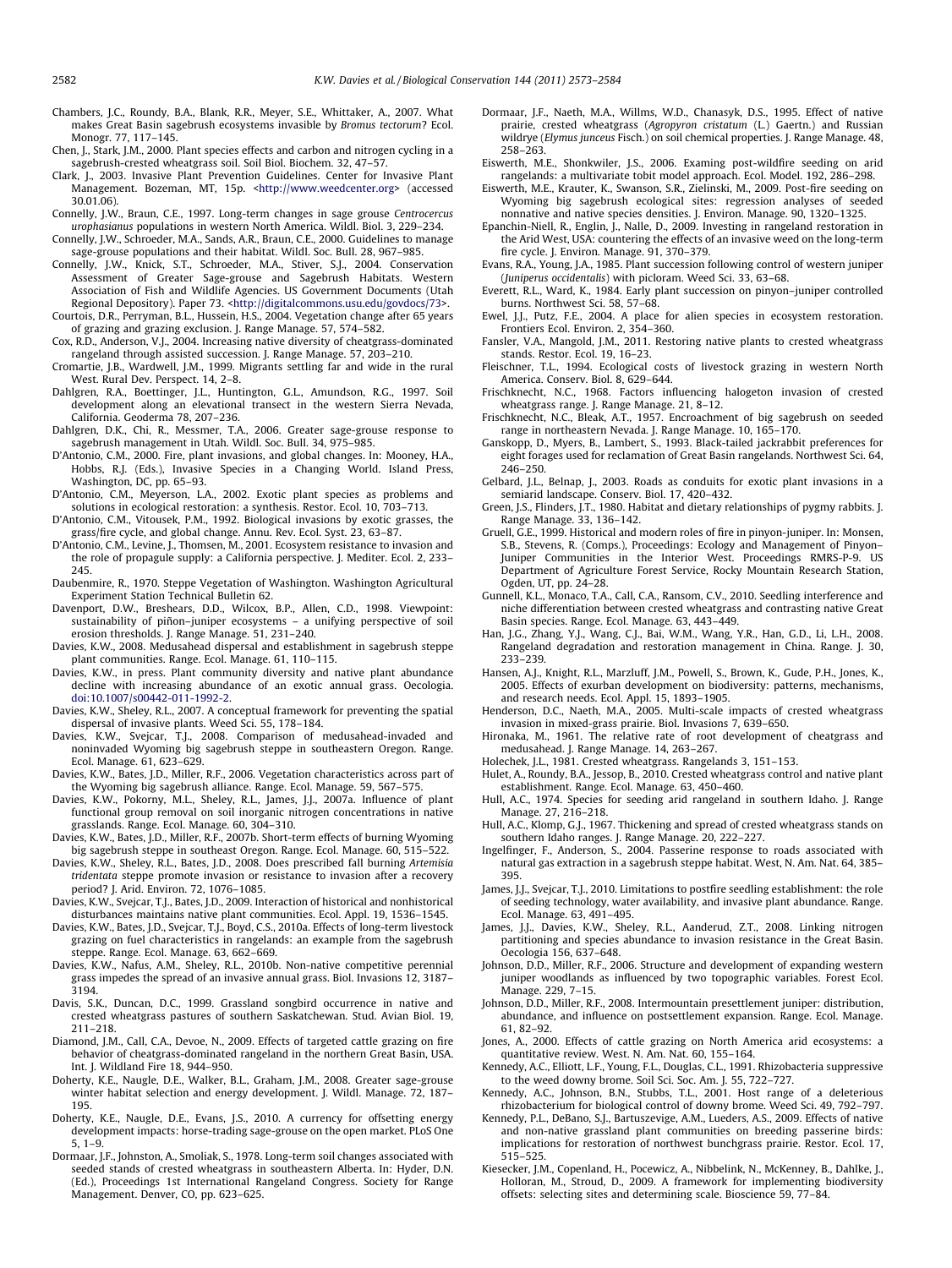Chambers, J.C., Roundy, B.A., Blank, R.R., Meyer, S.E., Whittaker, A., 2007. What makes Great Basin sagebrush ecosystems invasible by *Bromus tectorum*? Ecol. Monogr. 77, 117–145.

Chen, J., Stark, J.M., 2000. Plant species effects and carbon and nitrogen cycling in a sagebrush-crested wheatgrass soil. Soil Biol. Biochem. 32, 47–57.

Clark, J., 2003. Invasive Plant Prevention Guidelines. Center for Invasive Plant Management. Bozeman, MT, 15p. <http://www.weedcenter.org> (accessed 30.01.06).

Connelly, J.W., Braun, C.E., 1997. Long-term changes in sage grouse *Centrocercus urophasianus* populations in western North America. Wildl. Biol. 3, 229–234.

Connelly, J.W., Schroeder, M.A., Sands, A.R., Braun, C.E., 2000. Guidelines to manage sage-grouse populations and their habitat. Wildl. Soc. Bull. 28, 967–985.

Connelly, J.W., Knick, S.T., Schroeder, M.A., Stiver, S.J., 2004. Conservation Assessment of Greater Sage-grouse and Sagebrush Habitats. Western Association of Fish and Wildlife Agencies. US Government Documents (Utah Regional Depository). Paper 73. <http://digitalcommons.usu.edu/govdocs/73>.

Courtois, D.R., Perryman, B.L., Hussein, H.S., 2004. Vegetation change after 65 years of grazing and grazing exclusion. J. Range Manage. 57, 574–582.

Cox, R.D., Anderson, V.J., 2004. Increasing native diversity of cheatgrass-dominated rangeland through assisted succession. J. Range Manage. 57, 203–210.

Cromartie, J.B., Wardwell, J.M., 1999. Migrants settling far and wide in the rural West. Rural Dev. Perspect. 14, 2–8.

Dahlgren, R.A., Boettinger, J.L., Huntington, G.L., Amundson, R.G., 1997. Soil development along an elevational transect in the western Sierra Nevada, California. Geoderma 78, 207–236.

Dahlgren, D.K., Chi, R., Messmer, T.A., 2006. Greater sage-grouse response to sagebrush management in Utah. Wildl. Soc. Bull. 34, 975–985.

D'Antonio, C.M., 2000. Fire, plant invasions, and global changes. In: Mooney, H.A., Hobbs, R.J. (Eds.), Invasive Species in a Changing World. Island Press, Washington, DC, pp. 65–93.

D'Antonio, C.M., Meyerson, L.A., 2002. Exotic plant species as problems and solutions in ecological restoration: a synthesis. Restor. Ecol. 10, 703–713.

D'Antonio, C.M., Vitousek, P.M., 1992. Biological invasions by exotic grasses, the grass/fire cycle, and global change. Annu. Rev. Ecol. Syst. 23, 63–87.

D'Antonio, C.M., Levine, J., Thomsen, M., 2001. Ecosystem resistance to invasion and the role of propagule supply: a California perspective. J. Mediter. Ecol. 2, 233–245.

Daubenmire, R., 1970. Steppe Vegetation of Washington. Washington Agricultural Experiment Station Technical Bulletin 62.

Davenport, D.W., Breshears, D.D., Wilcox, B.P., Allen, C.D., 1998. Viewpoint: sustainability of piñon–juniper ecosystems – a unifying perspective of soil erosion thresholds. J. Range Manage. 51, 231–240.

Davies, K.W., 2008. Medusahead dispersal and establishment in sagebrush steppe plant communities. Range. Ecol. Manage. 61, 110–115.

Davies, K.W., in press. Plant community diversity and native plant abundance decline with increasing abundance of an exotic annual grass. Oecologia. doi:10.1007/s00442-011-1992-2.

Davies, K.W., Sheley, R.L., 2007. A conceptual framework for preventing the spatial dispersal of invasive plants. Weed Sci. 55, 178–184.

Davies, K.W., Svejcar, T.J., 2008. Comparison of medusahead-invaded and noninvaded Wyoming big sagebrush steppe in southeastern Oregon. Range. Ecol. Manage. 61, 623–629.

Davies, K.W., Bates, J.D., Miller, R.F., 2006. Vegetation characteristics across part of the Wyoming big sagebrush alliance. Range. Ecol. Manage. 59, 567–575.

Davies, K.W., Pokorny, M.L., Sheley, R.L., James, J.J., 2007a. Influence of plant functional group removal on soil inorganic nitrogen concentrations in native grasslands. Range. Ecol. Manage. 60, 304–310.

Davies, K.W., Bates, J.D., Miller, R.F., 2007b. Short-term effects of burning Wyoming big sagebrush steppe in southeast Oregon. Range. Ecol. Manage. 60, 515–522.

Davies, K.W., Sheley, R.L., Bates, J.D., 2008. Does prescribed fall burning *Artemisia tridentata* steppe promote invasion or resistance to invasion after a recovery period? J. Arid. Environ. 72, 1076–1085.

Davies, K.W., Svejcar, T.J., Bates, J.D., 2009. Interaction of historical and nonhistorical disturbances maintains native plant communities. Ecol. Appl. 19, 1536–1545.

Davies, K.W., Bates, J.D., Svejcar, T.J., Boyd, C.S., 2010a. Effects of long-term livestock grazing on fuel characteristics in rangelands: an example from the sagebrush steppe. Range. Ecol. Manage. 63, 662–669.

Davies, K.W., Nafus, A.M., Sheley, R.L., 2010b. Non-native competitive perennial grass impedes the spread of an invasive annual grass. Biol. Invasions 12, 3187–3194.

Davis, S.K., Duncan, D.C., 1999. Grassland songbird occurrence in native and crested wheatgrass pastures of southern Saskatchewan. Stud. Avian Biol. 19, 211–218.

Diamond, J.M., Call, C.A., Devoe, N., 2009. Effects of targeted cattle grazing on fire behavior of cheatgrass-dominated rangeland in the northern Great Basin, USA. Int. J. Wildland Fire 18, 944–950.

Doherty, K.E., Naugle, D.E., Walker, B.L., Graham, J.M., 2008. Greater sage-grouse winter habitat selection and energy development. J. Wildl. Manage. 72, 187–195.

Doherty, K.E., Naugle, D.E., Evans, J.S., 2010. A currency for offsetting energy development impacts: horse-trading sage-grouse on the open market. PLoS One 5, 1–9.

Dormaar, J.F., Johnston, A., Smoliak, S., 1978. Long-term soil changes associated with seeded stands of crested wheatgrass in southeastern Alberta. In: Hyder, D.N. (Ed.), Proceedings 1st International Rangeland Congress. Society for Range Management. Denver, CO, pp. 623–625.

Dormaar, J.F., Naeth, M.A., Willms, W.D., Chanasyk, D.S., 1995. Effect of native prairie, crested wheatgrass (*Agropyron cristatum* (L.) Gaertn.) and Russian wildrye (*Elymus junceus* Fisch.) on soil chemical properties. J. Range Manage. 48, 258–263.

Eiswerth, M.E., Shonkwiler, J.S., 2006. Examing post-wildfire seeding on arid rangelands: a multivariate tobit model approach. Ecol. Model. 192, 286–298.

Eiswerth, M.E., Krauter, K., Swanson, S.R., Zielinski, M., 2009. Post-fire seeding on Wyoming big sagebrush ecological sites: regression analyses of seeded nonnative and native species densities. J. Environ. Manage. 90, 1320–1325.

Epanchin-Niell, R., Englin, J., Nalle, D., 2009. Investing in rangeland restoration in the Arid West, USA: countering the effects of an invasive weed on the long-term fire cycle. J. Environ. Manage. 91, 370–379.

Evans, R.A., Young, J.A., 1985. Plant succession following control of western juniper (*Juniperus occidentalis*) with picloram. Weed Sci. 33, 63–68.

Everett, R.L., Ward, K., 1984. Early plant succession on pinyon–juniper controlled burns. Northwest Sci. 58, 57–68.

Ewel, J.J., Putz, F.E., 2004. A place for alien species in ecosystem restoration. Frontiers Ecol. Environ. 2, 354–360.

Fansler, V.A., Mangold, J.M., 2011. Restoring native plants to crested wheatgrass stands. Restor. Ecol. 19, 16–23.

Fleischner, T.L., 1994. Ecological costs of livestock grazing in western North America. Conserv. Biol. 8, 629–644.

Frischknecht, N.C., 1968. Factors influencing halogeton invasion of crested wheatgrass range. J. Range Manage. 21, 8–12.

Frischknecht, N.C., Bleak, A.T., 1957. Encroachment of big sagebrush on seeded range in northeastern Nevada. J. Range Manage. 10, 165–170.

Ganskopp, D., Myers, B., Lambert, S., 1993. Black-tailed jackrabbit preferences for eight forages used for reclamation of Great Basin rangelands. Northwest Sci. 64, 246–250.

Gelbard, J.L., Belnap, J., 2003. Roads as conduits for exotic plant invasions in a semiarid landscape. Conserv. Biol. 17, 420–432.

Green, J.S., Flinders, J.T., 1980. Habitat and dietary relationships of pygmy rabbits. J. Range Manage. 33, 136–142.

Gruell, G.E., 1999. Historical and modern roles of fire in pinyon-juniper. In: Monsen, S.B., Stevens, R. (Comps.), Proceedings: Ecology and Management of Pinyon–Juniper Communities in the Interior West. Proceedings RMRS-P-9. US Department of Agriculture Forest Service, Rocky Mountain Research Station, Ogden, UT, pp. 24–28.

Gunnell, K.L., Monaco, T.A., Call, C.A., Ransom, C.V., 2010. Seedling interference and niche differentiation between crested wheatgrass and contrasting native Great Basin species. Range. Ecol. Manage. 63, 443–449.

Han, J.G., Zhang, Y.J., Wang, C.J., Bai, W.M., Wang, Y.R., Han, G.D., Li, L.H., 2008. Rangeland degradation and restoration management in China. Range. J. 30, 233–239.

Hansen, A.J., Knight, R.L., Marzluff, J.M., Powell, S., Brown, K., Gude, P.H., Jones, K., 2005. Effects of exurban development on biodiversity: patterns, mechanisms, and research needs. Ecol. Appl. 15, 1893–1905.

Henderson, D.C., Naeth, M.A., 2005. Multi-scale impacts of crested wheatgrass invasion in mixed-grass prairie. Biol. Invasions 7, 639–650.

Hironaka, M., 1961. The relative rate of root development of cheatgrass and medusahead. J. Range Manage. 14, 263–267.

Holechek, J.L., 1981. Crested wheatgrass. Rangelands 3, 151–153.

Hulet, A., Roundy, B.A., Jessop, B., 2010. Crested wheatgrass control and native plant establishment. Range. Ecol. Manage. 63, 450–460.

Hull, A.C., 1974. Species for seeding arid rangeland in southern Idaho. J. Range Manage. 27, 216–218.

Hull, A.C., Klomp, G.J., 1967. Thickening and spread of crested wheatgrass stands on southern Idaho ranges. J. Range Manage. 20, 222–227.

Ingelfinger, F., Anderson, S., 2004. Passerine response to roads associated with natural gas extraction in a sagebrush steppe habitat. West, N. Am. Nat. 64, 385–395.

James, J.J., Svejcar, T.J., 2010. Limitations to postfire seedling establishment: the role of seeding technology, water availability, and invasive plant abundance. Range. Ecol. Manage. 63, 491–495.

James, J.J., Davies, K.W., Sheley, R.L., Aanderud, Z.T., 2008. Linking nitrogen partitioning and species abundance to invasion resistance in the Great Basin. Oecologia 156, 637–648.

Johnson, D.D., Miller, R.F., 2006. Structure and development of expanding western juniper woodlands as influenced by two topographic variables. Forest Ecol. Manage. 229, 7–15.

Johnson, D.D., Miller, R.F., 2008. Intermountain presettlement juniper: distribution, abundance, and influence on postsettlement expansion. Range. Ecol. Manage. 61, 82–92.

Jones, A., 2000. Effects of cattle grazing on North America arid ecosystems: a quantitative review. West. N. Am. Nat. 60, 155–164.

Kennedy, A.C., Elliott, L.F., Young, F.L., Douglas, C.L., 1991. Rhizobacteria suppressive to the weed downy brome. Soil Sci. Soc. Am. J. 55, 722–727.

Kennedy, A.C., Johnson, B.N., Stubbs, T.L., 2001. Host range of a deleterious rhizobacterium for biological control of downy brome. Weed Sci. 49, 792–797.

Kennedy, P.L., DeBano, S.J., Bartuszevige, A.M., Lueders, A.S., 2009. Effects of native and non-native grassland plant communities on breeding passerine birds: implications for restoration of northwest bunchgrass prairie. Restor. Ecol. 17, 515–525.

Kiesecker, J.M., Copenland, H., Pocewicz, A., Nibbelink, N., McKenney, B., Dahlke, J., Holloran, M., Stroud, D., 2009. A framework for implementing biodiversity offsets: selecting sites and determining scale. Bioscience 59, 77–84.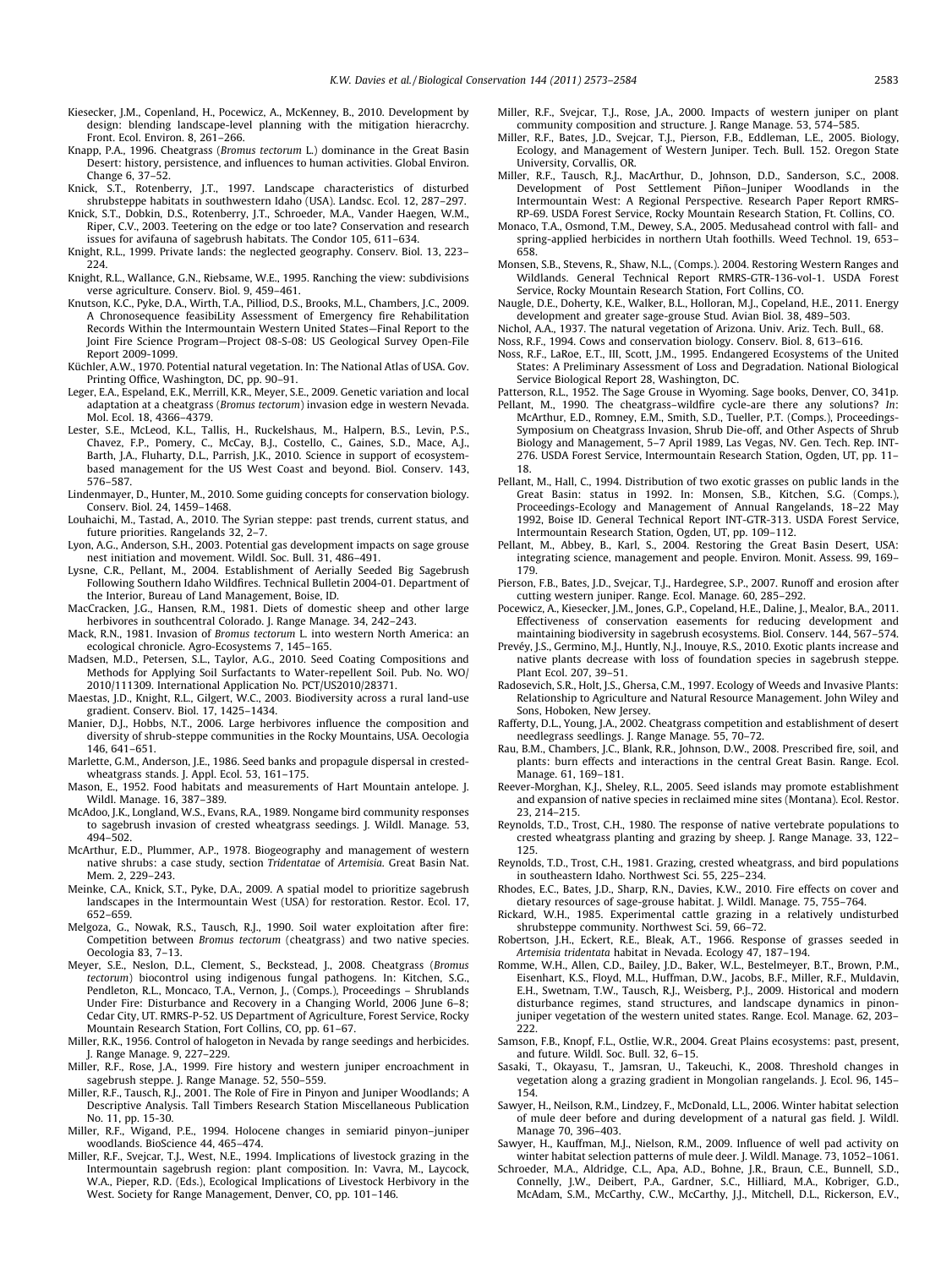Kiesecker, J.M., Copenland, H., Pocewicz, A., McKenney, B., 2010. Development by design: blending landscape-level planning with the mitigation hieracrchy. Front. Ecol. Environ. 8, 261–266.

Knapp, P.A., 1996. Cheatgrass (*Bromus tectorum* L.) dominance in the Great Basin Desert: history, persistence, and influences to human activities. Global Environ. Change 6, 37–52.

Knick, S.T., Rotenberry, J.T., 1997. Landscape characteristics of disturbed shrubsteppe habitats in southwestern Idaho (USA). Landsc. Ecol. 12, 287–297.

Knick, S.T., Dobkin, D.S., Rotenberry, J.T., Schroeder, M.A., Vander Haegen, W.M., Riper, C.V., 2003. Teetering on the edge or too late? Conservation and research issues for avifauna of sagebrush habitats. The Condor 105, 611–634.

Knight, R.L., 1999. Private lands: the neglected geography. Conserv. Biol. 13, 223–224.

Knight, R.L., Wallance, G.N., Riebsame, W.E., 1995. Ranching the view: subdivisions verse agriculture. Conserv. Biol. 9, 459–461.

Knutson, K.C., Pyke, D.A., Wirth, T.A., Pilliod, D.S., Brooks, M.L., Chambers, J.C., 2009. A Chronosequence feasibiLity Assessment of Emergency fire Rehabilitation Records Within the Intermountain Western United States—Final Report to the Joint Fire Science Program—Project 08-S-08: US Geological Survey Open-File Report 2009-1099.

Küchler, A.W., 1970. Potential natural vegetation. In: The National Atlas of USA. Gov. Printing Office, Washington, DC, pp. 90–91.

Leger, E.A., Espeland, E.K., Merrill, K.R., Meyer, S.E., 2009. Genetic variation and local adaptation at a cheatgrass (*Bromus tectorum*) invasion edge in western Nevada. Mol. Ecol. 18, 4366–4379.

Lester, S.E., McLeod, K.L., Tallis, H., Ruckelshaus, M., Halpern, B.S., Levin, P.S., Chavez, F.P., Pomery, C., McCay, B.J., Costello, C., Gaines, S.D., Mace, A.J., Barth, J.A., Fluharty, D.L., Parrish, J.K., 2010. Science in support of ecosystem-based management for the US West Coast and beyond. Biol. Conserv. 143, 576–587.

Lindenmayer, D., Hunter, M., 2010. Some guiding concepts for conservation biology. Conserv. Biol. 24, 1459–1468.

Louhaichi, M., Tastad, A., 2010. The Syrian steppe: past trends, current status, and future priorities. Rangelands 32, 2–7.

Lyon, A.G., Anderson, S.H., 2003. Potential gas development impacts on sage grouse nest initiation and movement. Wildl. Soc. Bull. 31, 486–491.

Lysne, C.R., Pellant, M., 2004. Establishment of Aerially Seeded Big Sagebrush Following Southern Idaho Wildfires. Technical Bulletin 2004-01. Department of the Interior, Bureau of Land Management, Boise, ID.

MacCracken, J.G., Hansen, R.M., 1981. Diets of domestic sheep and other large herbivores in southcentral Colorado. J. Range Manage. 34, 242–243.

Mack, R.N., 1981. Invasion of *Bromus tectorum* L. into western North America: an ecological chronicle. Agro-Ecosystems 7, 145–165.

Madsen, M.D., Petersen, S.L., Taylor, A.G., 2010. Seed Coating Compositions and Methods for Applying Soil Surfactants to Water-repellent Soil. Pub. No. WO/2010/111309. International Application No. PCT/US2010/28371.

Maestas, J.D., Knight, R.L., Gilgert, W.C., 2003. Biodiversity across a rural land-use gradient. Conserv. Biol. 17, 1425–1434.

Manier, D.J., Hobbs, N.T., 2006. Large herbivores influence the composition and diversity of shrub-steppe communities in the Rocky Mountains, USA. Oecologia 146, 641–651.

Marlette, G.M., Anderson, J.E., 1986. Seed banks and propagule dispersal in crested-wheatgrass stands. J. Appl. Ecol. 53, 161–175.

Mason, E., 1952. Food habitats and measurements of Hart Mountain antelope. J. Wildl. Manage. 16, 387–389.

McAdoo, J.K., Longland, W.S., Evans, R.A., 1989. Nongame bird community responses to sagebrush invasion of crested wheatgrass seedings. J. Wildl. Manage. 53, 494–502.

McArthur, E.D., Plummer, A.P., 1978. Biogeography and management of western native shrubs: a case study, section *Tridentatae* of *Artemisia*. Great Basin Nat. Mem. 2, 229–243.

Meinke, C.A., Knick, S.T., Pyke, D.A., 2009. A spatial model to prioritize sagebrush landscapes in the Intermountain West (USA) for restoration. Restor. Ecol. 17, 652–659.

Melgoza, G., Nowak, R.S., Tausch, R.J., 1990. Soil water exploitation after fire: Competition between *Bromus tectorum* (cheatgrass) and two native species. Oecologia 83, 7–13.

Meyer, S.E., Neslon, D.L., Clement, S., Beckstead, J., 2008. Cheatgrass (*Bromus tectorum*) biocontrol using indigenous fungal pathogens. In: Kitchen, S.G., Pendleton, R.L., Moncaco, T.A., Vernon, J., (Comps.), Proceedings – Shrublands Under Fire: Disturbance and Recovery in a Changing World, 2006 June 6–8; Cedar City, UT. RMRS-P-52. US Department of Agriculture, Forest Service, Rocky Mountain Research Station, Fort Collins, CO, pp. 61–67.

Miller, R.K., 1956. Control of halogeton in Nevada by range seedings and herbicides. J. Range Manage. 9, 227–229.

Miller, R.F., Rose, J.A., 1999. Fire history and western juniper encroachment in sagebrush steppe. J. Range Manage. 52, 550–559.

Miller, R.F., Tausch, R.J., 2001. The Role of Fire in Pinyon and Juniper Woodlands; A Descriptive Analysis. Tall Timbers Research Station Miscellaneous Publication No. 11, pp. 15-30.

Miller, R.F., Wigand, P.E., 1994. Holocene changes in semiarid pinyon–juniper woodlands. BioScience 44, 465–474.

Miller, R.F., Svejcar, T.J., West, N.E., 1994. Implications of livestock grazing in the Intermountain sagebrush region: plant composition. In: Vavra, M., Laycock, W.A., Pieper, R.D. (Eds.), Ecological Implications of Livestock Herbivory in the West. Society for Range Management, Denver, CO, pp. 101–146.

Miller, R.F., Svejcar, T.J., Rose, J.A., 2000. Impacts of western juniper on plant community composition and structure. J. Range Manage. 53, 574–585.

Miller, R.F., Bates, J.D., Svejcar, T.J., Pierson, F.B., Eddleman, L.E., 2005. Biology, Ecology, and Management of Western Juniper. Tech. Bull. 152. Oregon State University, Corvallis, OR.

Miller, R.F., Tausch, R.J., MacArthur, D., Johnson, D.D., Sanderson, S.C., 2008. Development of Post Settlement Piñon–Juniper Woodlands in the Intermountain West: A Regional Perspective. Research Paper Report RMRS-RP-69. USDA Forest Service, Rocky Mountain Research Station, Ft. Collins, CO.

Monaco, T.A., Osmond, T.M., Dewey, S.A., 2005. Medusahead control with fall- and spring-applied herbicides in northern Utah foothills. Weed Technol. 19, 653–658.

Monsen, S.B., Stevens, R., Shaw, N.L., (Comps.). 2004. Restoring Western Ranges and Wildlands. General Technical Report RMRS-GTR-136-vol-1. USDA Forest Service, Rocky Mountain Research Station, Fort Collins, CO.

Naugle, D.E., Doherty, K.E., Walker, B.L., Holloran, M.J., Copeland, H.E., 2011. Energy development and greater sage-grouse Stud. Avian Biol. 38, 489–503.

Nichol, A.A., 1937. The natural vegetation of Arizona. Univ. Ariz. Tech. Bull., 68.

Noss, R.F., 1994. Cows and conservation biology. Conserv. Biol. 8, 613–616.

Noss, R.F., LaRoe, E.T., III, Scott, J.M., 1995. Endangered Ecosystems of the United States: A Preliminary Assessment of Loss and Degradation. National Biological Service Biological Report 28, Washington, DC.

Patterson, R.L., 1952. The Sage Grouse in Wyoming. Sage books, Denver, CO, 341p.

Pellant, M., 1990. The cheatgrass–wildfire cycle-are there any solutions? *In*: McArthur, E.D., Romney, E.M., Smith, S.D., Tueller, P.T. (Comps.), Proceedings-Symposium on Cheatgrass Invasion, Shrub Die-off, and Other Aspects of Shrub Biology and Management, 5–7 April 1989, Las Vegas, NV. Gen. Tech. Rep. INT-276. USDA Forest Service, Intermountain Research Station, Ogden, UT, pp. 11–18.

Pellant, M., Hall, C., 1994. Distribution of two exotic grasses on public lands in the Great Basin: status in 1992. In: Monsen, S.B., Kitchen, S.G. (Comps.), Proceedings-Ecology and Management of Annual Rangelands, 18–22 May 1992, Boise ID. General Technical Report INT-GTR-313. USDA Forest Service, Intermountain Research Station, Ogden, UT, pp. 109–112.

Pellant, M., Abbey, B., Karl, S., 2004. Restoring the Great Basin Desert, USA: integrating science, management and people. Environ. Monit. Assess. 99, 169–179.

Pierson, F.B., Bates, J.D., Svejcar, T.J., Hardegree, S.P., 2007. Runoff and erosion after cutting western juniper. Range. Ecol. Manage. 60, 285–292.

Pocewicz, A., Kiesecker, J.M., Jones, G.P., Copeland, H.E., Daline, J., Mealor, B.A., 2011. Effectiveness of conservation easements for reducing development and maintaining biodiversity in sagebrush ecosystems. Biol. Conserv. 144, 567–574.

Prevéy, J.S., Germino, M.J., Huntly, N.J., Inouye, R.S., 2010. Exotic plants increase and native plants decrease with loss of foundation species in sagebrush steppe. Plant Ecol. 207, 39–51.

Radosevich, S.R., Holt, J.S., Ghersa, C.M., 1997. Ecology of Weeds and Invasive Plants: Relationship to Agriculture and Natural Resource Management. John Wiley and Sons, Hoboken, New Jersey.

Rafferty, D.L., Young, J.A., 2002. Cheatgrass competition and establishment of desert needlegrass seedlings. J. Range Manage. 55, 70–72.

Rau, B.M., Chambers, J.C., Blank, R.R., Johnson, D.W., 2008. Prescribed fire, soil, and plants: burn effects and interactions in the central Great Basin. Range. Ecol. Manage. 61, 169–181.

Reever-Morghan, K.J., Sheley, R.L., 2005. Seed islands may promote establishment and expansion of native species in reclaimed mine sites (Montana). Ecol. Restor. 23, 214–215.

Reynolds, T.D., Trost, C.H., 1980. The response of native vertebrate populations to crested wheatgrass planting and grazing by sheep. J. Range Manage. 33, 122–125.

Reynolds, T.D., Trost, C.H., 1981. Grazing, crested wheatgrass, and bird populations in southeastern Idaho. Northwest Sci. 55, 225–234.

Rhodes, E.C., Bates, J.D., Sharp, R.N., Davies, K.W., 2010. Fire effects on cover and dietary resources of sage-grouse habitat. J. Wildl. Manage. 75, 755–764.

Rickard, W.H., 1985. Experimental cattle grazing in a relatively undisturbed shrubsteppe community. Northwest Sci. 59, 66–72.

Robertson, J.H., Eckert, R.E., Bleak, A.T., 1966. Response of grasses seeded in *Artemisia tridentata* habitat in Nevada. Ecology 47, 187–194.

Romme, W.H., Allen, C.D., Bailey, J.D., Baker, W.L., Bestelmeyer, B.T., Brown, P.M., Eisenhart, K.S., Floyd, M.L., Huffman, D.W., Jacobs, B.F., Miller, R.F., Muldavin, E.H., Swetnam, T.W., Tausch, R.J., Weisberg, P.J., 2009. Historical and modern disturbance regimes, stand structures, and landscape dynamics in pinon-juniper vegetation of the western united states. Range. Ecol. Manage. 62, 203–222.

Samson, F.B., Knopf, F.L., Ostlie, W.R., 2004. Great Plains ecosystems: past, present, and future. Wildl. Soc. Bull. 32, 6–15.

Sasaki, T., Okayasu, T., Jamsran, U., Takeuchi, K., 2008. Threshold changes in vegetation along a grazing gradient in Mongolian rangelands. J. Ecol. 96, 145–154.

Sawyer, H., Neilson, R.M., Lindzey, F., McDonald, L.L., 2006. Winter habitat selection of mule deer before and during development of a natural gas field. J. Wildl. Manage 70, 396–403.

Sawyer, H., Kauffman, M.J., Nielson, R.M., 2009. Influence of well pad activity on winter habitat selection patterns of mule deer. J. Wildl. Manage. 73, 1052–1061.

Schroeder, M.A., Aldridge, C.L., Apa, A.D., Bohne, J.R., Braun, C.E., Bunnell, S.D., Connelly, J.W., Deibert, P.A., Gardner, S.C., Hilliard, M.A., Kobriger, G.D., McAdam, S.M., McCarthy, C.W., McCarthy, J.J., Mitchell, D.L., Rickerson, E.V.,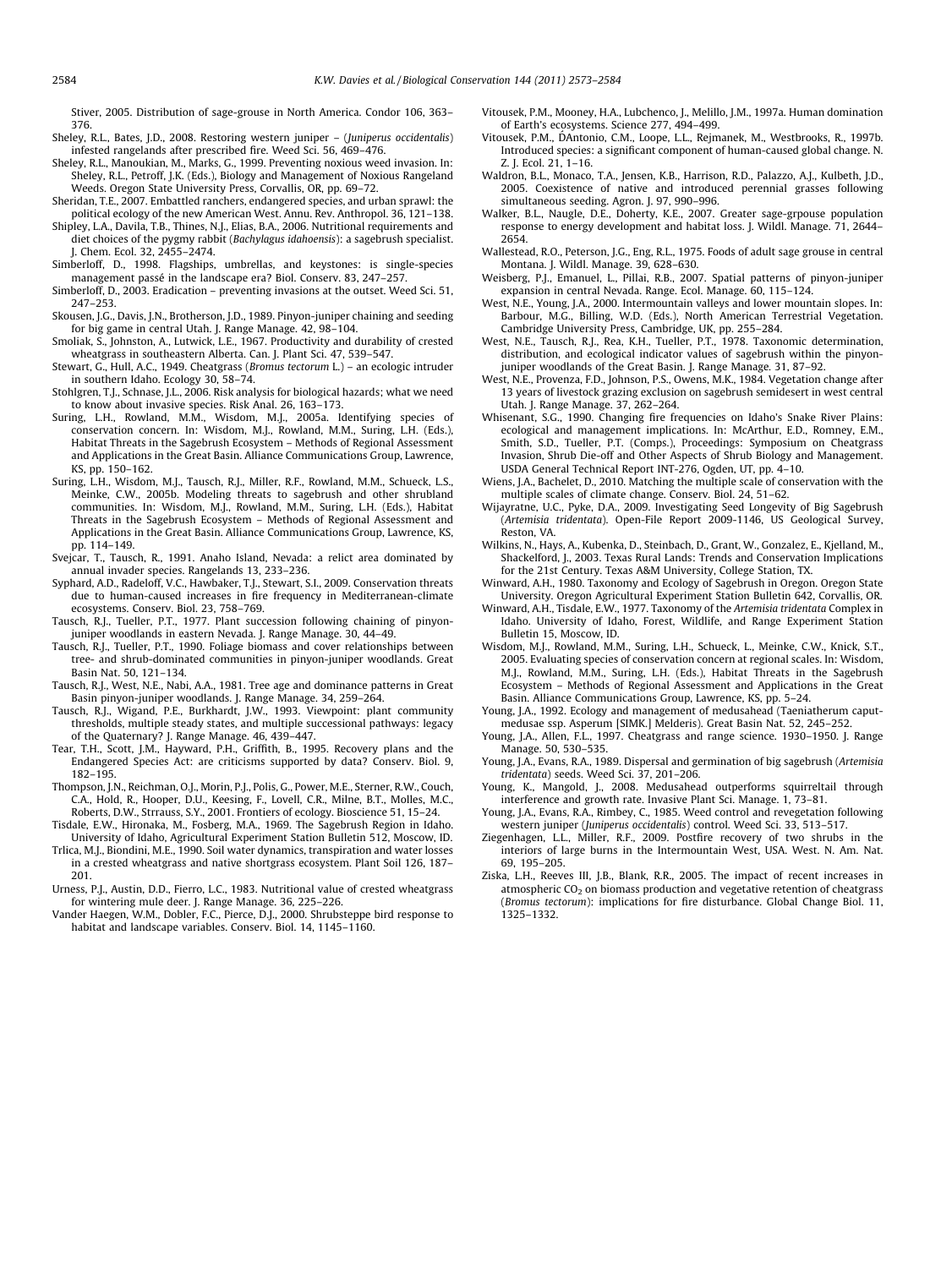Stiver, 2005. Distribution of sage-grouse in North America. Condor 106, 363–376.

Sheley, R.L., Bates, J.D., 2008. Restoring western juniper – (*Juniperus occidentalis*) infested rangelands after prescribed fire. Weed Sci. 56, 469–476.

Sheley, R.L., Manoukian, M., Marks, G., 1999. Preventing noxious weed invasion. In: Sheley, R.L., Petroff, J.K. (Eds.), Biology and Management of Noxious Rangeland Weeds. Oregon State University Press, Corvallis, OR, pp. 69–72.

Sheridan, T.E., 2007. Embattled ranchers, endangered species, and urban sprawl: the political ecology of the new American West. Annu. Rev. Anthropol. 36, 121–138.

Shipley, L.A., Davila, T.B., Thines, N.J., Elias, B.A., 2006. Nutritional requirements and diet choices of the pygmy rabbit (*Bachylagus idahoensis*): a sagebrush specialist. J. Chem. Ecol. 32, 2455–2474.

Simberloff, D., 1998. Flagships, umbrellas, and keystones: is single-species management passé in the landscape era? Biol. Conserv. 83, 247–257.

Simberloff, D., 2003. Eradication – preventing invasions at the outset. Weed Sci. 51, 247–253.

Skousen, J.G., Davis, J.N., Brotherson, J.D., 1989. Pinyon-juniper chaining and seeding for big game in central Utah. J. Range Manage. 42, 98–104.

Smoliak, S., Johnston, A., Lutwick, L.E., 1967. Productivity and durability of crested wheatgrass in southeastern Alberta. Can. J. Plant Sci. 47, 539–547.

Stewart, G., Hull, A.C., 1949. Cheatgrass (*Bromus tectorum* L.) – an ecologic intruder in southern Idaho. Ecology 30, 58–74.

Stohlgren, T.J., Schnase, J.L., 2006. Risk analysis for biological hazards; what we need to know about invasive species. Risk Anal. 26, 163–173.

Suring, L.H., Rowland, M.M., Wisdom, M.J., 2005a. Identifying species of conservation concern. In: Wisdom, M.J., Rowland, M.M., Suring, L.H. (Eds.), Habitat Threats in the Sagebrush Ecosystem – Methods of Regional Assessment and Applications in the Great Basin. Alliance Communications Group, Lawrence, KS, pp. 150–162.

Suring, L.H., Wisdom, M.J., Tausch, R.J., Miller, R.F., Rowland, M.M., Schueck, L.S., Meinke, C.W., 2005b. Modeling threats to sagebrush and other shrubland communities. In: Wisdom, M.J., Rowland, M.M., Suring, L.H. (Eds.), Habitat Threats in the Sagebrush Ecosystem – Methods of Regional Assessment and Applications in the Great Basin. Alliance Communications Group, Lawrence, KS, pp. 114–149.

Svejcar, T., Tausch, R., 1991. Anaho Island, Nevada: a relict area dominated by annual invader species. Rangelands 13, 233–236.

Syphard, A.D., Radeloff, V.C., Hawbaker, T.J., Stewart, S.I., 2009. Conservation threats due to human-caused increases in fire frequency in Mediterranean-climate ecosystems. Conserv. Biol. 23, 758–769.

Tausch, R.J., Tueller, P.T., 1977. Plant succession following chaining of pinyon-juniper woodlands in eastern Nevada. J. Range Manage. 30, 44–49.

Tausch, R.J., Tueller, P.T., 1990. Foliage biomass and cover relationships between tree- and shrub-dominated communities in pinyon-juniper woodlands. Great Basin Nat. 50, 121–134.

Tausch, R.J., West, N.E., Nabi, A.A., 1981. Tree age and dominance patterns in Great Basin pinyon-juniper woodlands. J. Range Manage. 34, 259–264.

Tausch, R.J., Wigand, P.E., Burkhardt, J.W., 1993. Viewpoint: plant community thresholds, multiple steady states, and multiple successional pathways: legacy of the Quaternary? J. Range Manage. 46, 439–447.

Tear, T.H., Scott, J.M., Hayward, P.H., Griffith, B., 1995. Recovery plans and the Endangered Species Act: are criticisms supported by data? Conserv. Biol. 9, 182–195.

Thompson, J.N., Reichman, O.J., Morin, P.J., Polis, G., Power, M.E., Sterner, R.W., Couch, C.A., Hold, R., Hooper, D.U., Keesing, F., Lovell, C.R., Milne, B.T., Molles, M.C., Roberts, D.W., Strrauss, S.Y., 2001. Frontiers of ecology. Bioscience 51, 15–24.

Tisdale, E.W., Hironaka, M., Fosberg, M.A., 1969. The Sagebrush Region in Idaho. University of Idaho, Agricultural Experiment Station Bulletin 512, Moscow, ID.

Trlica, M.J., Biondini, M.E., 1990. Soil water dynamics, transpiration and water losses in a crested wheatgrass and native shortgrass ecosystem. Plant Soil 126, 187–201.

Urness, P.J., Austin, D.D., Fierro, L.C., 1983. Nutritional value of crested wheatgrass for wintering mule deer. J. Range Manage. 36, 225–226.

Vander Haegen, W.M., Dobler, F.C., Pierce, D.J., 2000. Shrubsteppe bird response to habitat and landscape variables. Conserv. Biol. 14, 1145–1160.

Vitousek, P.M., Mooney, H.A., Lubchenco, J., Melillo, J.M., 1997a. Human domination of Earth's ecosystems. Science 277, 494–499.

Vitousek, P.M., D́Antonio, C.M., Loope, L.L., Rejmanek, M., Westbrooks, R., 1997b. Introduced species: a significant component of human-caused global change. N. Z. J. Ecol. 21, 1–16.

Waldron, B.L., Monaco, T.A., Jensen, K.B., Harrison, R.D., Palazzo, A.J., Kulbeth, J.D., 2005. Coexistence of native and introduced perennial grasses following simultaneous seeding. Agron. J. 97, 990–996.

Walker, B.L., Naugle, D.E., Doherty, K.E., 2007. Greater sage-grpouse population response to energy development and habitat loss. J. Wildl. Manage. 71, 2644–2654.

Wallestead, R.O., Peterson, J.G., Eng, R.L., 1975. Foods of adult sage grouse in central Montana. J. Wildl. Manage. 39, 628–630.

Weisberg, P.J., Emanuel, L., Pillai, R.B., 2007. Spatial patterns of pinyon-juniper expansion in central Nevada. Range. Ecol. Manage. 60, 115–124.

West, N.E., Young, J.A., 2000. Intermountain valleys and lower mountain slopes. In: Barbour, M.G., Billing, W.D. (Eds.), North American Terrestrial Vegetation. Cambridge University Press, Cambridge, UK, pp. 255–284.

West, N.E., Tausch, R.J., Rea, K.H., Tueller, P.T., 1978. Taxonomic determination, distribution, and ecological indicator values of sagebrush within the pinyon-juniper woodlands of the Great Basin. J. Range Manage. 31, 87–92.

West, N.E., Provenza, F.D., Johnson, P.S., Owens, M.K., 1984. Vegetation change after 13 years of livestock grazing exclusion on sagebrush semidesert in west central Utah. J. Range Manage. 37, 262–264.

Whisenant, S.G., 1990. Changing fire frequencies on Idaho's Snake River Plains: ecological and management implications. In: McArthur, E.D., Romney, E.M., Smith, S.D., Tueller, P.T. (Comps.), Proceedings: Symposium on Cheatgrass Invasion, Shrub Die-off and Other Aspects of Shrub Biology and Management. USDA General Technical Report INT-276, Ogden, UT, pp. 4–10.

Wiens, J.A., Bachelet, D., 2010. Matching the multiple scale of conservation with the multiple scales of climate change. Conserv. Biol. 24, 51–62.

Wijayratne, U.C., Pyke, D.A., 2009. Investigating Seed Longevity of Big Sagebrush (*Artemisia tridentata*). Open-File Report 2009-1146, US Geological Survey, Reston, VA.

Wilkins, N., Hays, A., Kubenka, D., Steinbach, D., Grant, W., Gonzalez, E., Kjelland, M., Shackelford, J., 2003. Texas Rural Lands: Trends and Conservation Implications for the 21st Century. Texas A&M University, College Station, TX.

Winward, A.H., 1980. Taxonomy and Ecology of Sagebrush in Oregon. Oregon State University. Oregon Agricultural Experiment Station Bulletin 642, Corvallis, OR.

Winward, A.H., Tisdale, E.W., 1977. Taxonomy of the *Artemisia tridentata* Complex in Idaho. University of Idaho, Forest, Wildlife, and Range Experiment Station Bulletin 15, Moscow, ID.

Wisdom, M.J., Rowland, M.M., Suring, L.H., Schueck, L., Meinke, C.W., Knick, S.T., 2005. Evaluating species of conservation concern at regional scales. In: Wisdom, M.J., Rowland, M.M., Suring, L.H. (Eds.), Habitat Threats in the Sagebrush Ecosystem – Methods of Regional Assessment and Applications in the Great Basin. Alliance Communications Group, Lawrence, KS, pp. 5–24.

Young, J.A., 1992. Ecology and management of medusahead (Taeniatherum caput-medusae ssp. Asperum [SIMK.] Melderis). Great Basin Nat. 52, 245–252.

Young, J.A., Allen, F.L., 1997. Cheatgrass and range science. 1930–1950. J. Range Manage. 50, 530–535.

Young, J.A., Evans, R.A., 1989. Dispersal and germination of big sagebrush (*Artemisia tridentata*) seeds. Weed Sci. 37, 201–206.

Young, K., Mangold, J., 2008. Medusahead outperforms squirreltail through interference and growth rate. Invasive Plant Sci. Manage. 1, 73–81.

Young, J.A., Evans, R.A., Rimbey, C., 1985. Weed control and revegetation following western juniper (*Juniperus occidentalis*) control. Weed Sci. 33, 513–517.

Ziegenhagen, L.L., Miller, R.F., 2009. Postfire recovery of two shrubs in the interiors of large burns in the Intermountain West, USA. West. N. Am. Nat. 69, 195–205.

Ziska, L.H., Reeves III, J.B., Blank, R.R., 2005. The impact of recent increases in atmospheric $CO_2$ on biomass production and vegetative retention of cheatgrass (*Bromus tectorum*): implications for fire disturbance. Global Change Biol. 11, 1325–1332.